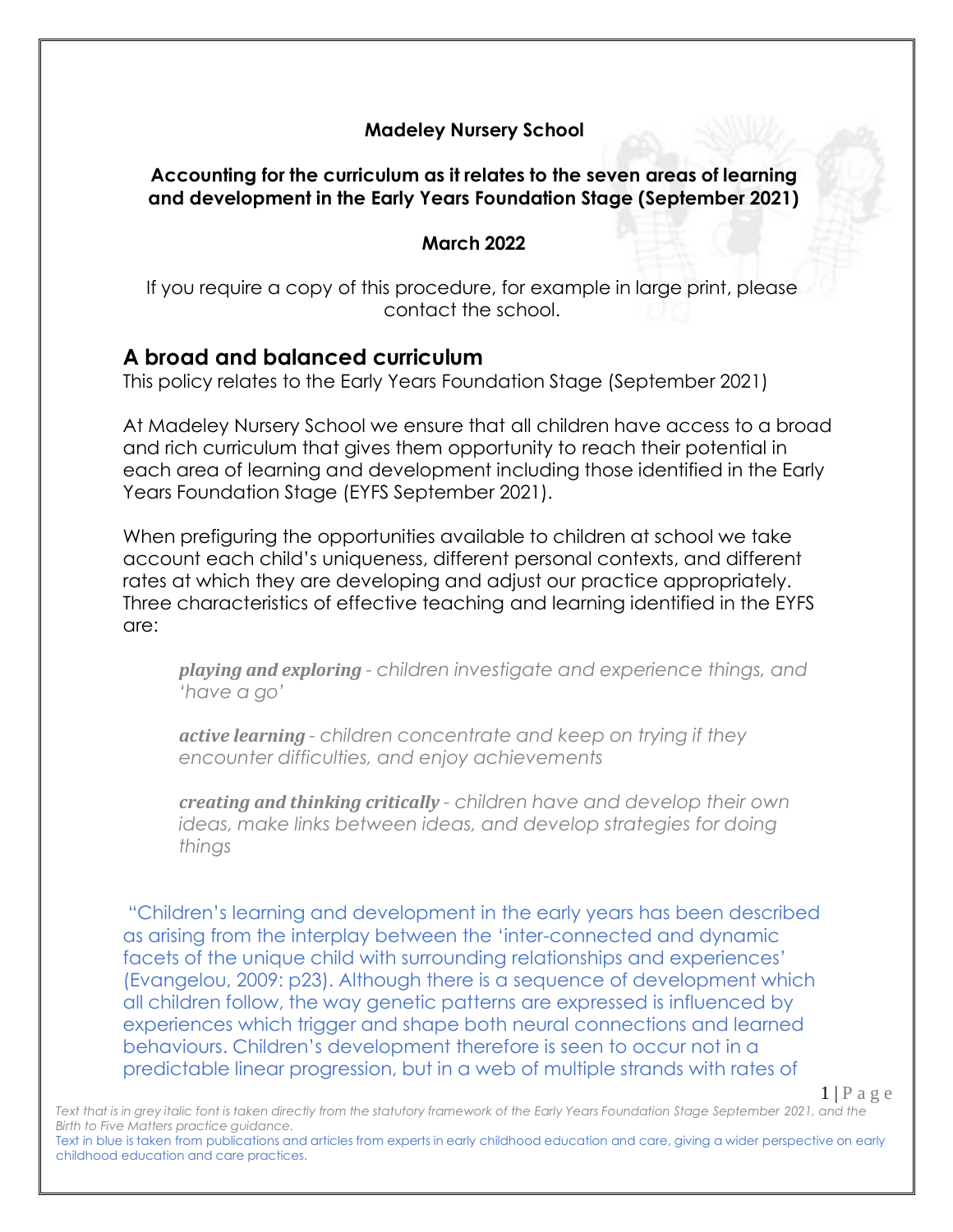**Madeley Nursery School**

**Accounting for the curriculum as it relates to the seven areas of learning and development in the Early Years Foundation Stage (September 2021)**

**March 2022**

If you require a copy of this procedure, for example in large print, please contact the school.

## A broad and balanced curriculum

This policy relates to the Early Years Foundation Stage (September 2021)

At Madeley Nursery School we ensure that all children have access to a broad and rich curriculum that gives them opportunity to reach their potential in each area of learning and development including those identified in the Early Years Foundation Stage (EYFS September 2021).

When prefiguring the opportunities available to children at school we take account each child's uniqueness, different personal contexts, and different rates at which they are developing and adjust our practice appropriately. Three characteristics of effective teaching and learning identified in the EYFS are:

> ***playing and exploring*** *- children investigate and experience things, and 'have a go'*
>
> ***active learning*** *- children concentrate and keep on trying if they encounter difficulties, and enjoy achievements*
>
> ***creating and thinking critically*** *- children have and develop their own ideas, make links between ideas, and develop strategies for doing things*

"Children's learning and development in the early years has been described as arising from the interplay between the 'inter-connected and dynamic facets of the unique child with surrounding relationships and experiences' (Evangelou, 2009: p23). Although there is a sequence of development which all children follow, the way genetic patterns are expressed is influenced by experiences which trigger and shape both neural connections and learned behaviours. Children's development therefore is seen to occur not in a predictable linear progression, but in a web of multiple strands with rates of

*Text that is in grey italic font is taken directly from the statutory framework of the Early Years Foundation Stage September 2021, and the Birth to Five Matters practice guidance.*

Text in blue is taken from publications and articles from experts in early childhood education and care, giving a wider perspective on early childhood education and care practices.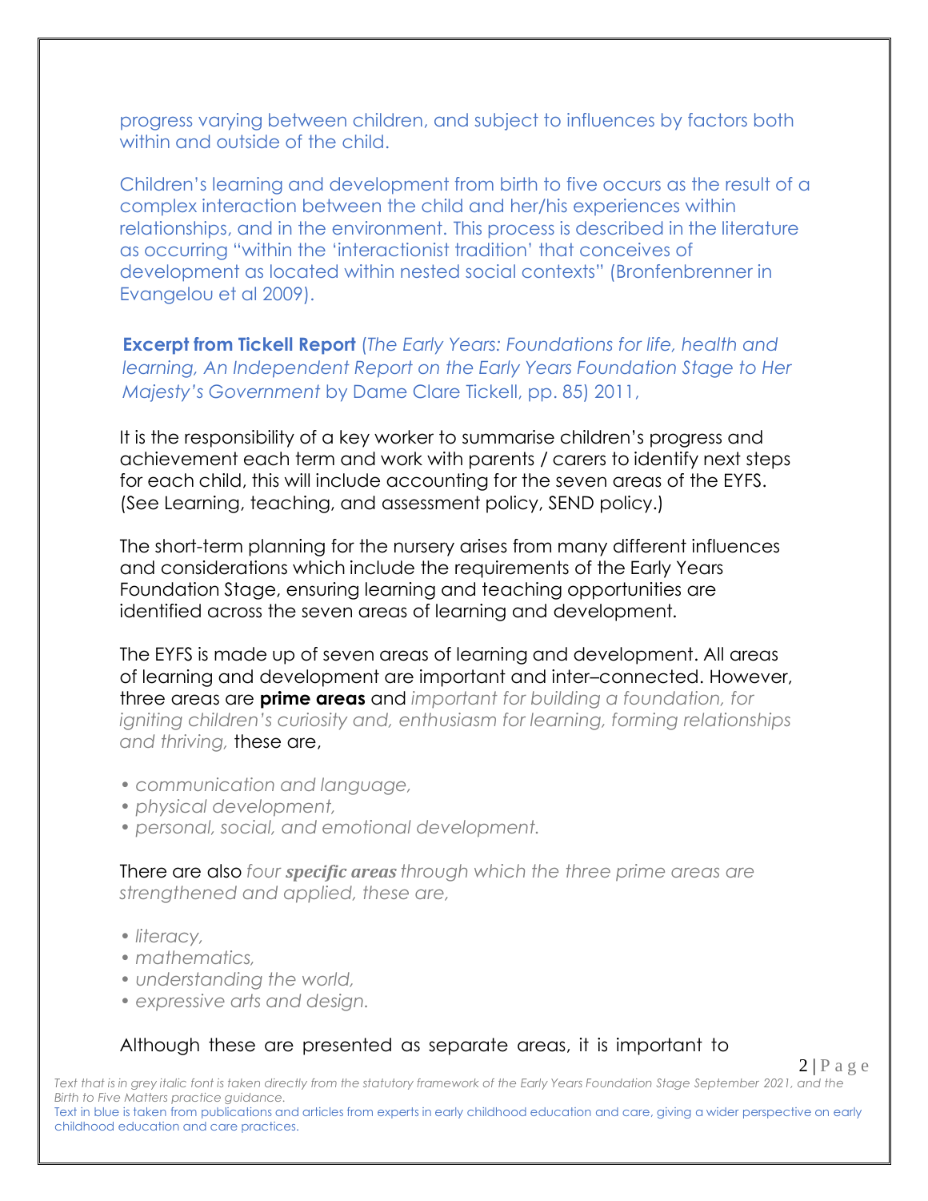progress varying between children, and subject to influences by factors both within and outside of the child.

Children's learning and development from birth to five occurs as the result of a complex interaction between the child and her/his experiences within relationships, and in the environment. This process is described in the literature as occurring "within the 'interactionist tradition' that conceives of development as located within nested social contexts" (Bronfenbrenner in Evangelou et al 2009).

**Excerpt from Tickell Report** (*The Early Years: Foundations for life, health and learning, An Independent Report on the Early Years Foundation Stage to Her Majesty's Government* by Dame Clare Tickell, pp. 85) 2011,

It is the responsibility of a key worker to summarise children's progress and achievement each term and work with parents / carers to identify next steps for each child, this will include accounting for the seven areas of the EYFS. (See Learning, teaching, and assessment policy, SEND policy.)

The short-term planning for the nursery arises from many different influences and considerations which include the requirements of the Early Years Foundation Stage, ensuring learning and teaching opportunities are identified across the seven areas of learning and development.

The EYFS is made up of seven areas of learning and development. All areas of learning and development are important and inter–connected. However, three areas are **prime areas** and *important for building a foundation, for igniting children's curiosity and, enthusiasm for learning, forming relationships and thriving,* these are,

- *communication and language,*
- *physical development,*
- *personal, social, and emotional development.*

There are also *four **specific areas** through which the three prime areas are strengthened and applied, these are,*

- *literacy,*
- *mathematics,*
- *understanding the world,*
- *expressive arts and design.*

Although these are presented as separate areas, it is important to

*Text that is in grey italic font is taken directly from the statutory framework of the Early Years Foundation Stage September 2021, and the Birth to Five Matters practice guidance.*
Text in blue is taken from publications and articles from experts in early childhood education and care, giving a wider perspective on early childhood education and care practices.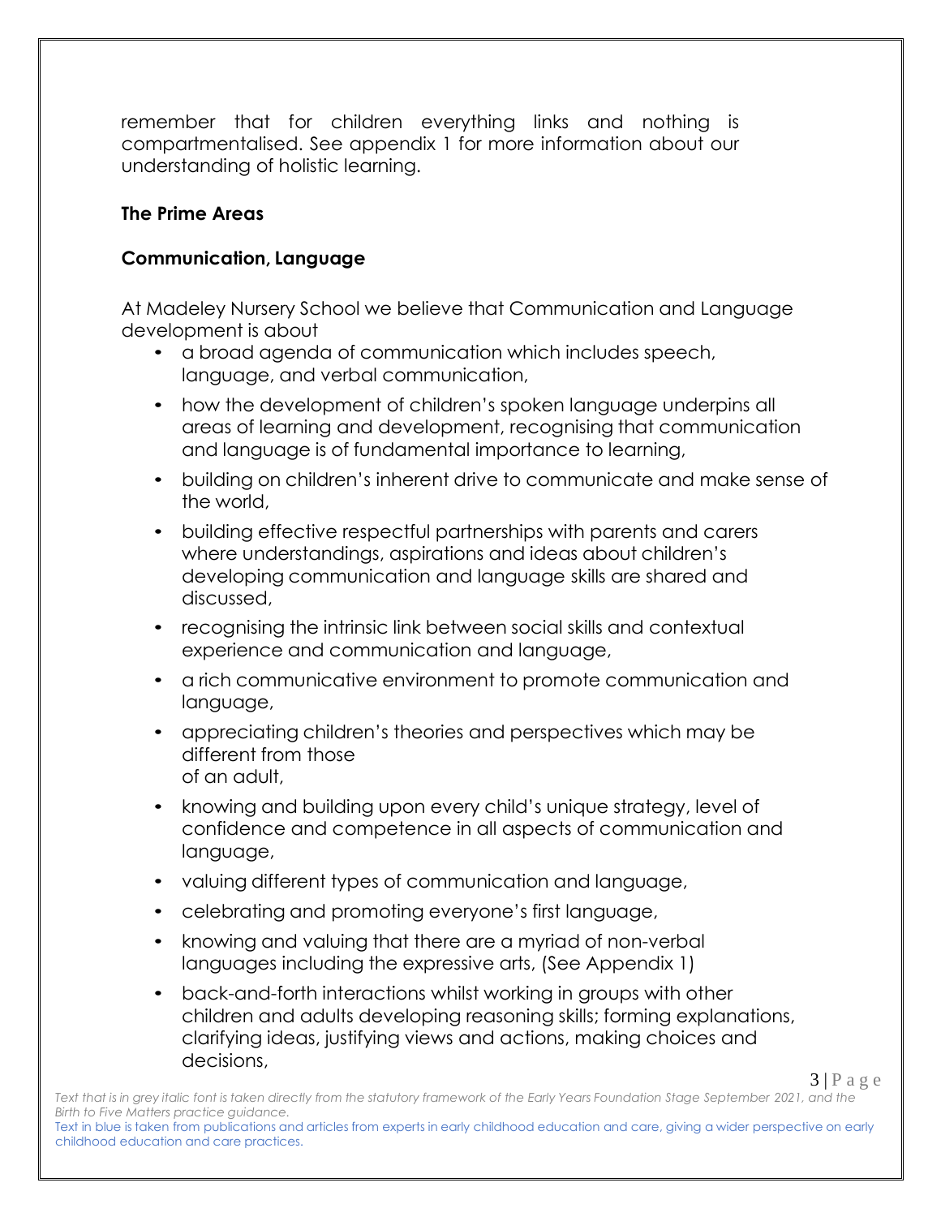remember that for children everything links and nothing is compartmentalised. See appendix 1 for more information about our understanding of holistic learning.

### The Prime Areas

### Communication, Language

At Madeley Nursery School we believe that Communication and Language development is about

- a broad agenda of communication which includes speech, language, and verbal communication,
- how the development of children's spoken language underpins all areas of learning and development, recognising that communication and language is of fundamental importance to learning,
- building on children's inherent drive to communicate and make sense of the world,
- building effective respectful partnerships with parents and carers where understandings, aspirations and ideas about children's developing communication and language skills are shared and discussed,
- recognising the intrinsic link between social skills and contextual experience and communication and language,
- a rich communicative environment to promote communication and language,
- appreciating children's theories and perspectives which may be different from those of an adult,
- knowing and building upon every child's unique strategy, level of confidence and competence in all aspects of communication and language,
- valuing different types of communication and language,
- celebrating and promoting everyone's first language,
- knowing and valuing that there are a myriad of non-verbal languages including the expressive arts, (See Appendix 1)
- back-and-forth interactions whilst working in groups with other children and adults developing reasoning skills; forming explanations, clarifying ideas, justifying views and actions, making choices and decisions,

*Text that is in grey italic font is taken directly from the statutory framework of the Early Years Foundation Stage September 2021, and the Birth to Five Matters practice guidance.*

Text in blue is taken from publications and articles from experts in early childhood education and care, giving a wider perspective on early childhood education and care practices.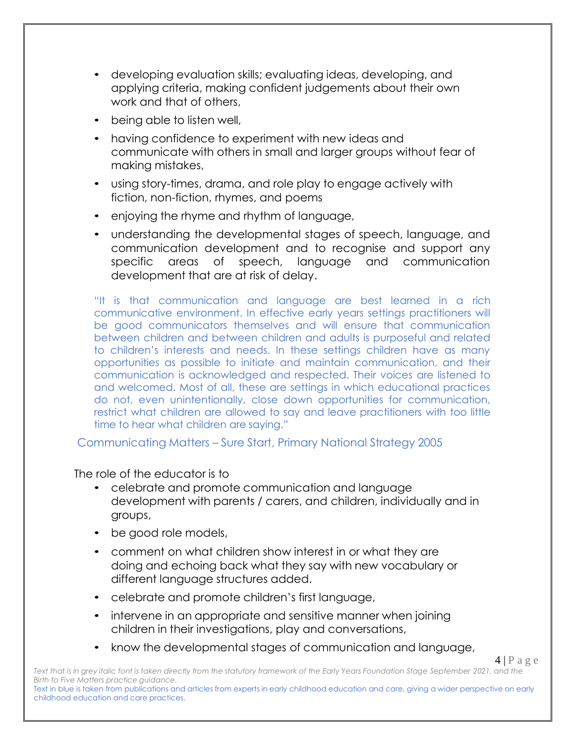- developing evaluation skills; evaluating ideas, developing, and applying criteria, making confident judgements about their own work and that of others,
- being able to listen well,
- having confidence to experiment with new ideas and communicate with others in small and larger groups without fear of making mistakes,
- using story-times, drama, and role play to engage actively with fiction, non-fiction, rhymes, and poems
- enjoying the rhyme and rhythm of language,
- understanding the developmental stages of speech, language, and communication development and to recognise and support any specific areas of speech, language and communication development that are at risk of delay.

"It is that communication and language are best learned in a rich communicative environment. In effective early years settings practitioners will be good communicators themselves and will ensure that communication between children and between children and adults is purposeful and related to children's interests and needs. In these settings children have as many opportunities as possible to initiate and maintain communication, and their communication is acknowledged and respected. Their voices are listened to and welcomed. Most of all, these are settings in which educational practices do not, even unintentionally, close down opportunities for communication, restrict what children are allowed to say and leave practitioners with too little time to hear what children are saying."

Communicating Matters – Sure Start, Primary National Strategy 2005

The role of the educator is to

- celebrate and promote communication and language development with parents / carers, and children, individually and in groups,
- be good role models,
- comment on what children show interest in or what they are doing and echoing back what they say with new vocabulary or different language structures added.
- celebrate and promote children's first language,
- intervene in an appropriate and sensitive manner when joining children in their investigations, play and conversations,
- know the developmental stages of communication and language,

*Text that is in grey italic font is taken directly from the statutory framework of the Early Years Foundation Stage September 2021, and the Birth to Five Matters practice guidance.*
Text in blue is taken from publications and articles from experts in early childhood education and care, giving a wider perspective on early childhood education and care practices.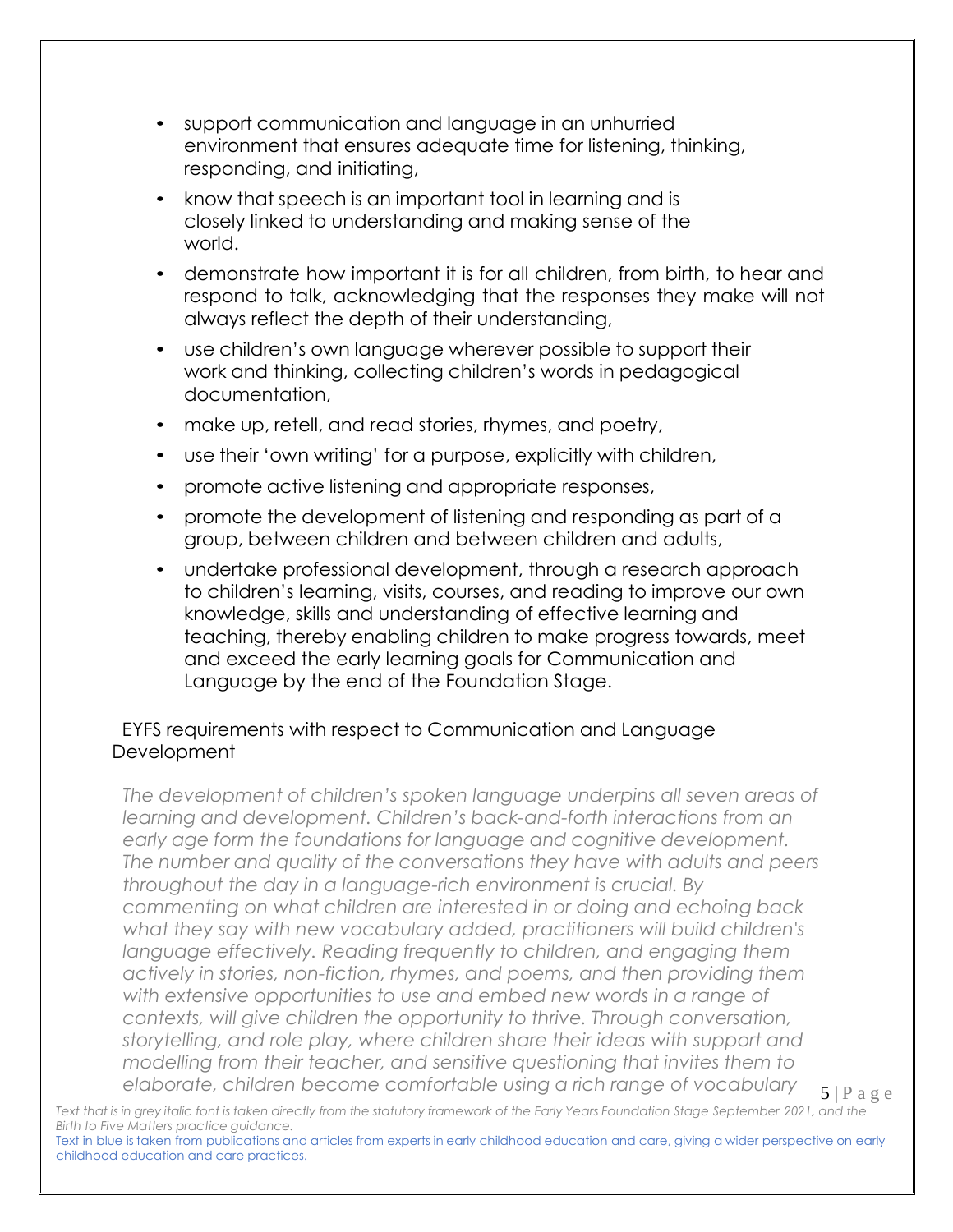- support communication and language in an unhurried environment that ensures adequate time for listening, thinking, responding, and initiating,
- know that speech is an important tool in learning and is closely linked to understanding and making sense of the world.
- demonstrate how important it is for all children, from birth, to hear and respond to talk, acknowledging that the responses they make will not always reflect the depth of their understanding,
- use children's own language wherever possible to support their work and thinking, collecting children's words in pedagogical documentation,
- make up, retell, and read stories, rhymes, and poetry,
- use their 'own writing' for a purpose, explicitly with children,
- promote active listening and appropriate responses,
- promote the development of listening and responding as part of a group, between children and between children and adults,
- undertake professional development, through a research approach to children's learning, visits, courses, and reading to improve our own knowledge, skills and understanding of effective learning and teaching, thereby enabling children to make progress towards, meet and exceed the early learning goals for Communication and Language by the end of the Foundation Stage.

EYFS requirements with respect to Communication and Language Development

*The development of children's spoken language underpins all seven areas of learning and development. Children's back-and-forth interactions from an early age form the foundations for language and cognitive development. The number and quality of the conversations they have with adults and peers throughout the day in a language-rich environment is crucial. By commenting on what children are interested in or doing and echoing back what they say with new vocabulary added, practitioners will build children's language effectively. Reading frequently to children, and engaging them actively in stories, non-fiction, rhymes, and poems, and then providing them with extensive opportunities to use and embed new words in a range of contexts, will give children the opportunity to thrive. Through conversation, storytelling, and role play, where children share their ideas with support and modelling from their teacher, and sensitive questioning that invites them to elaborate, children become comfortable using a rich range of vocabulary*

*Text that is in grey italic font is taken directly from the statutory framework of the Early Years Foundation Stage September 2021, and the Birth to Five Matters practice guidance.*

Text in blue is taken from publications and articles from experts in early childhood education and care, giving a wider perspective on early childhood education and care practices.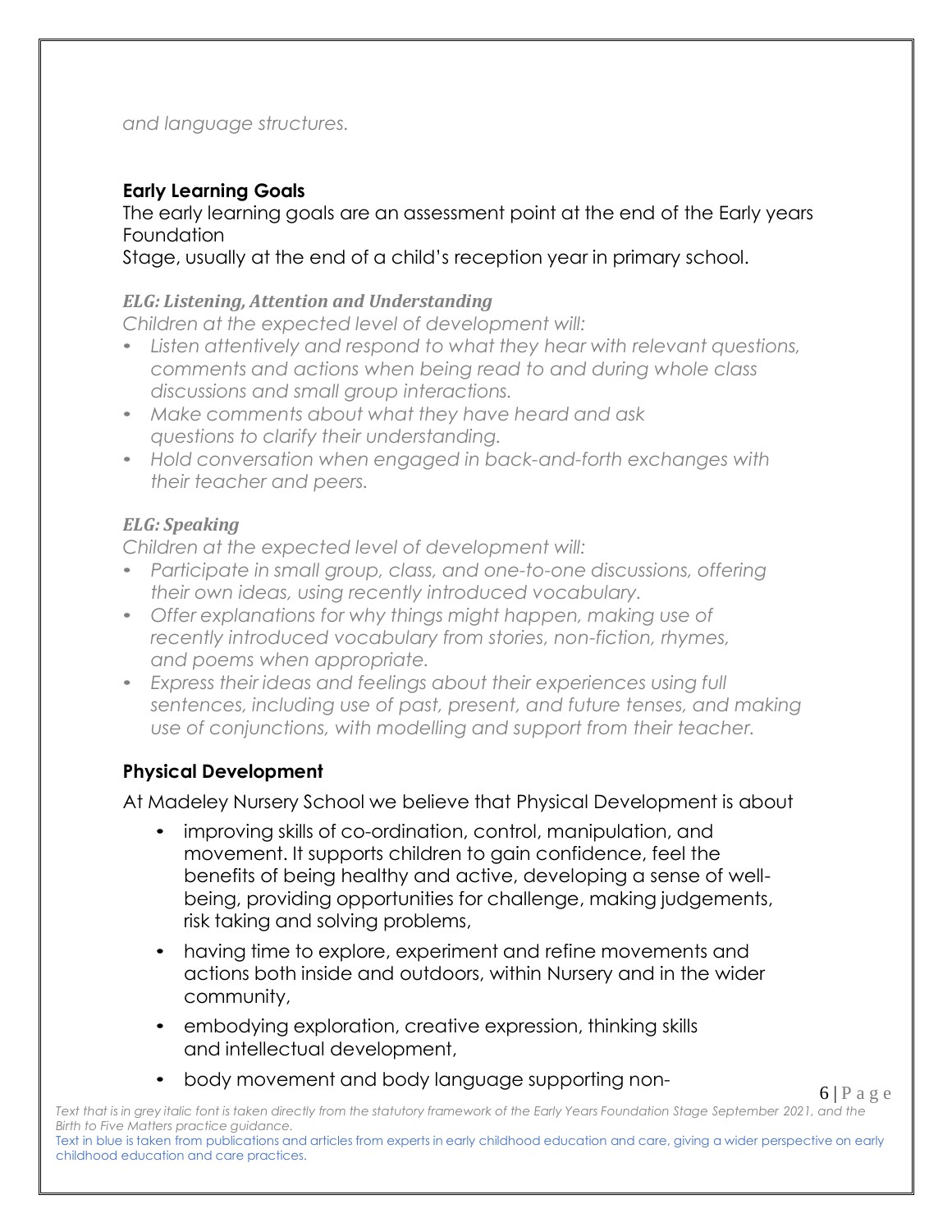*and language structures.*

**Early Learning Goals**

The early learning goals are an assessment point at the end of the Early years Foundation Stage, usually at the end of a child's reception year in primary school.

***ELG: Listening, Attention and Understanding***

*Children at the expected level of development will:*

- *Listen attentively and respond to what they hear with relevant questions, comments and actions when being read to and during whole class discussions and small group interactions.*
- *Make comments about what they have heard and ask questions to clarify their understanding.*
- *Hold conversation when engaged in back-and-forth exchanges with their teacher and peers.*

***ELG: Speaking***

*Children at the expected level of development will:*

- *Participate in small group, class, and one-to-one discussions, offering their own ideas, using recently introduced vocabulary.*
- *Offer explanations for why things might happen, making use of recently introduced vocabulary from stories, non-fiction, rhymes, and poems when appropriate.*
- *Express their ideas and feelings about their experiences using full sentences, including use of past, present, and future tenses, and making use of conjunctions, with modelling and support from their teacher.*

**Physical Development**

At Madeley Nursery School we believe that Physical Development is about

- improving skills of co-ordination, control, manipulation, and movement. It supports children to gain confidence, feel the benefits of being healthy and active, developing a sense of well-being, providing opportunities for challenge, making judgements, risk taking and solving problems,
- having time to explore, experiment and refine movements and actions both inside and outdoors, within Nursery and in the wider community,
- embodying exploration, creative expression, thinking skills and intellectual development,
- body movement and body language supporting non-

*Text that is in grey italic font is taken directly from the statutory framework of the Early Years Foundation Stage September 2021, and the Birth to Five Matters practice guidance.*

Text in blue is taken from publications and articles from experts in early childhood education and care, giving a wider perspective on early childhood education and care practices.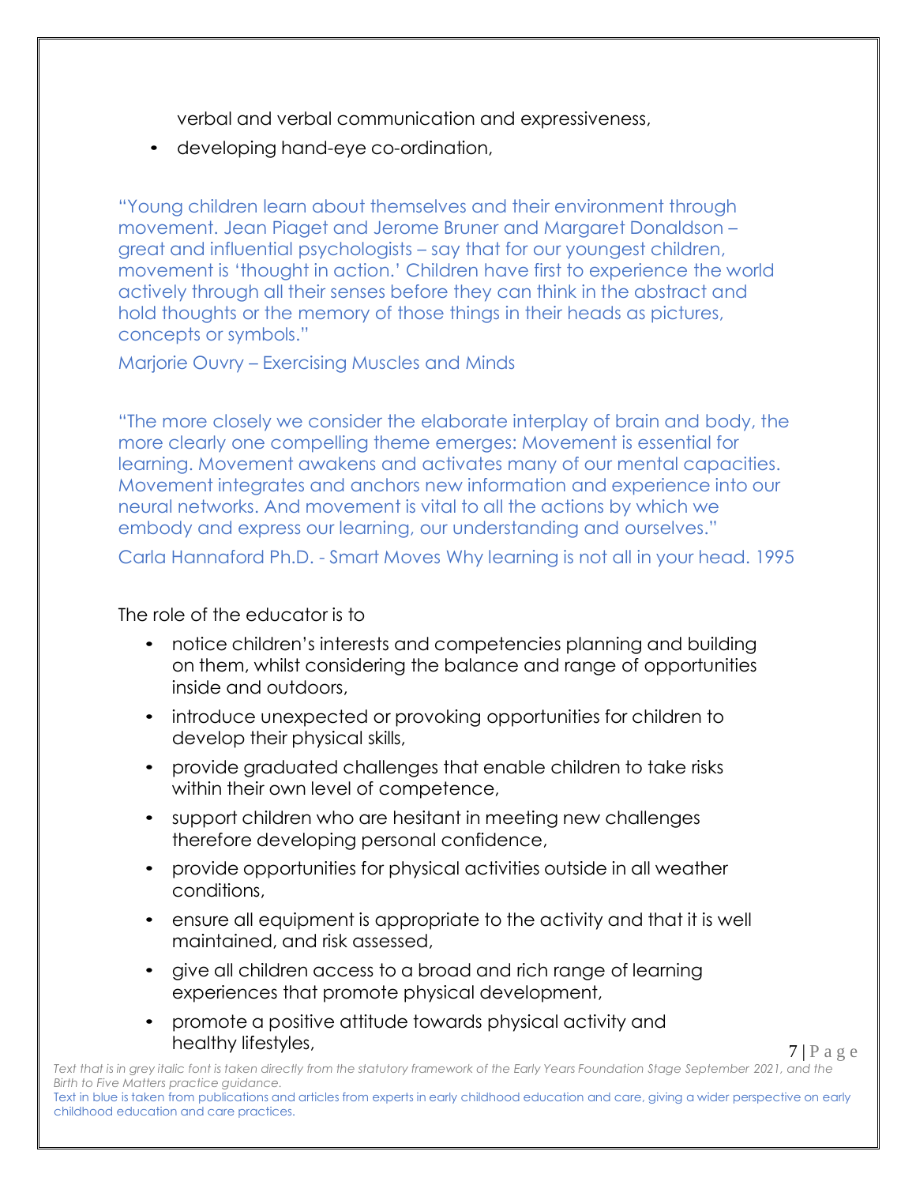verbal and verbal communication and expressiveness,

- developing hand-eye co-ordination,

"Young children learn about themselves and their environment through movement. Jean Piaget and Jerome Bruner and Margaret Donaldson – great and influential psychologists – say that for our youngest children, movement is 'thought in action.' Children have first to experience the world actively through all their senses before they can think in the abstract and hold thoughts or the memory of those things in their heads as pictures, concepts or symbols."

Marjorie Ouvry – Exercising Muscles and Minds

"The more closely we consider the elaborate interplay of brain and body, the more clearly one compelling theme emerges: Movement is essential for learning. Movement awakens and activates many of our mental capacities. Movement integrates and anchors new information and experience into our neural networks. And movement is vital to all the actions by which we embody and express our learning, our understanding and ourselves."

Carla Hannaford Ph.D. - Smart Moves Why learning is not all in your head. 1995

The role of the educator is to

- notice children's interests and competencies planning and building on them, whilst considering the balance and range of opportunities inside and outdoors,
- introduce unexpected or provoking opportunities for children to develop their physical skills,
- provide graduated challenges that enable children to take risks within their own level of competence,
- support children who are hesitant in meeting new challenges therefore developing personal confidence,
- provide opportunities for physical activities outside in all weather conditions,
- ensure all equipment is appropriate to the activity and that it is well maintained, and risk assessed,
- give all children access to a broad and rich range of learning experiences that promote physical development,
- promote a positive attitude towards physical activity and healthy lifestyles,

*Text that is in grey italic font is taken directly from the statutory framework of the Early Years Foundation Stage September 2021, and the Birth to Five Matters practice guidance.*

Text in blue is taken from publications and articles from experts in early childhood education and care, giving a wider perspective on early childhood education and care practices.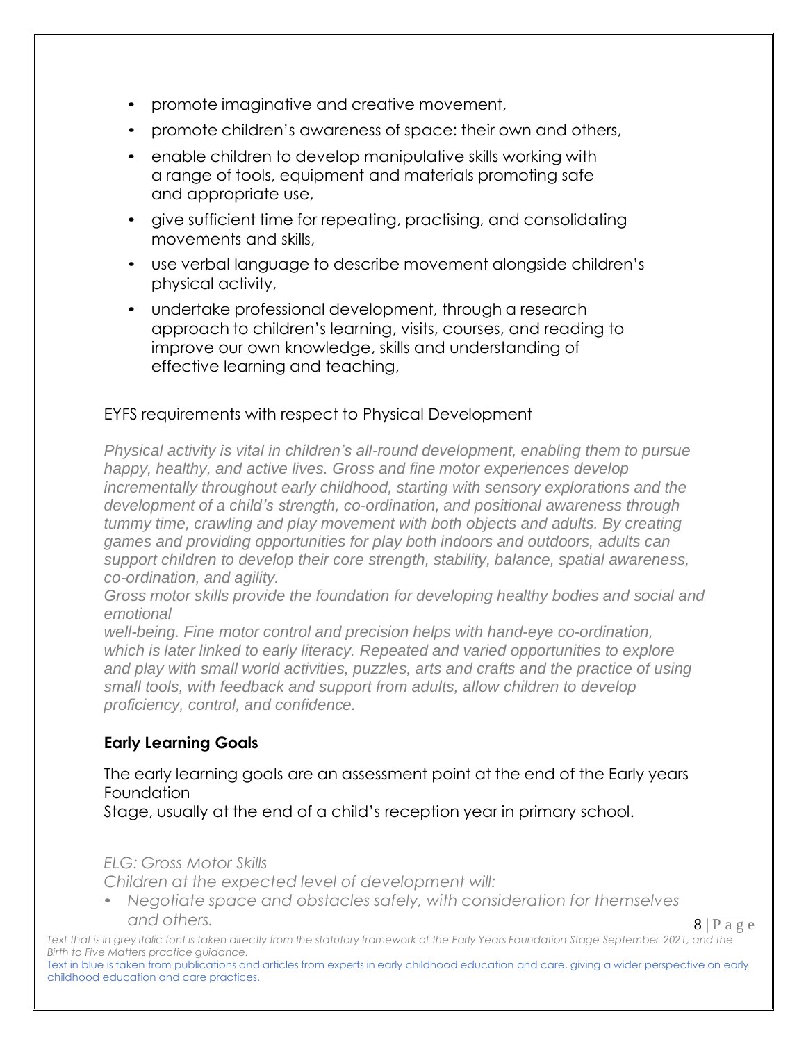- promote imaginative and creative movement,
- promote children's awareness of space: their own and others,
- enable children to develop manipulative skills working with a range of tools, equipment and materials promoting safe and appropriate use,
- give sufficient time for repeating, practising, and consolidating movements and skills,
- use verbal language to describe movement alongside children's physical activity,
- undertake professional development, through a research approach to children's learning, visits, courses, and reading to improve our own knowledge, skills and understanding of effective learning and teaching,

EYFS requirements with respect to Physical Development

*Physical activity is vital in children's all-round development, enabling them to pursue happy, healthy, and active lives. Gross and fine motor experiences develop incrementally throughout early childhood, starting with sensory explorations and the development of a child's strength, co-ordination, and positional awareness through tummy time, crawling and play movement with both objects and adults. By creating games and providing opportunities for play both indoors and outdoors, adults can support children to develop their core strength, stability, balance, spatial awareness, co-ordination, and agility.*

*Gross motor skills provide the foundation for developing healthy bodies and social and emotional well-being. Fine motor control and precision helps with hand-eye co-ordination, which is later linked to early literacy. Repeated and varied opportunities to explore and play with small world activities, puzzles, arts and crafts and the practice of using small tools, with feedback and support from adults, allow children to develop proficiency, control, and confidence.*

### Early Learning Goals

The early learning goals are an assessment point at the end of the Early years Foundation Stage, usually at the end of a child's reception year in primary school.

*ELG: Gross Motor Skills*

*Children at the expected level of development will:*

- *Negotiate space and obstacles safely, with consideration for themselves and others.*

*Text that is in grey italic font is taken directly from the statutory framework of the Early Years Foundation Stage September 2021, and the Birth to Five Matters practice guidance.*

Text in blue is taken from publications and articles from experts in early childhood education and care, giving a wider perspective on early childhood education and care practices.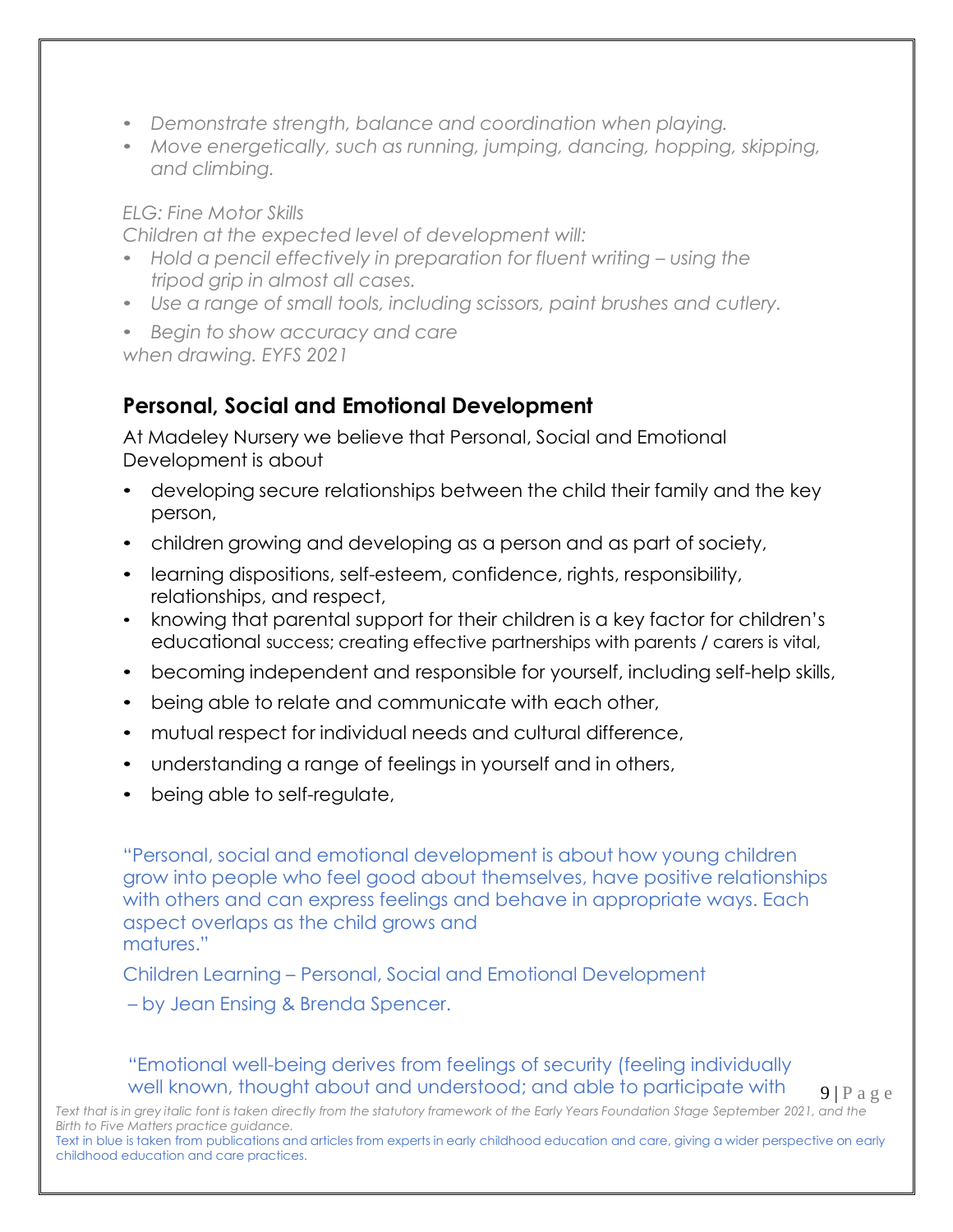- *Demonstrate strength, balance and coordination when playing.*
- *Move energetically, such as running, jumping, dancing, hopping, skipping, and climbing.*

*ELG: Fine Motor Skills*

*Children at the expected level of development will:*

- *Hold a pencil effectively in preparation for fluent writing – using the tripod grip in almost all cases.*
- *Use a range of small tools, including scissors, paint brushes and cutlery.*
- *Begin to show accuracy and care when drawing. EYFS 2021*

## Personal, Social and Emotional Development

At Madeley Nursery we believe that Personal, Social and Emotional Development is about

- developing secure relationships between the child their family and the key person,
- children growing and developing as a person and as part of society,
- learning dispositions, self-esteem, confidence, rights, responsibility, relationships, and respect,
- knowing that parental support for their children is a key factor for children's educational success; creating effective partnerships with parents / carers is vital,
- becoming independent and responsible for yourself, including self-help skills,
- being able to relate and communicate with each other,
- mutual respect for individual needs and cultural difference,
- understanding a range of feelings in yourself and in others,
- being able to self-regulate,

"Personal, social and emotional development is about how young children grow into people who feel good about themselves, have positive relationships with others and can express feelings and behave in appropriate ways. Each aspect overlaps as the child grows and matures."

Children Learning – Personal, Social and Emotional Development

– by Jean Ensing & Brenda Spencer.

"Emotional well-being derives from feelings of security (feeling individually well known, thought about and understood; and able to participate with

*Text that is in grey italic font is taken directly from the statutory framework of the Early Years Foundation Stage September 2021, and the Birth to Five Matters practice guidance.*

Text in blue is taken from publications and articles from experts in early childhood education and care, giving a wider perspective on early childhood education and care practices.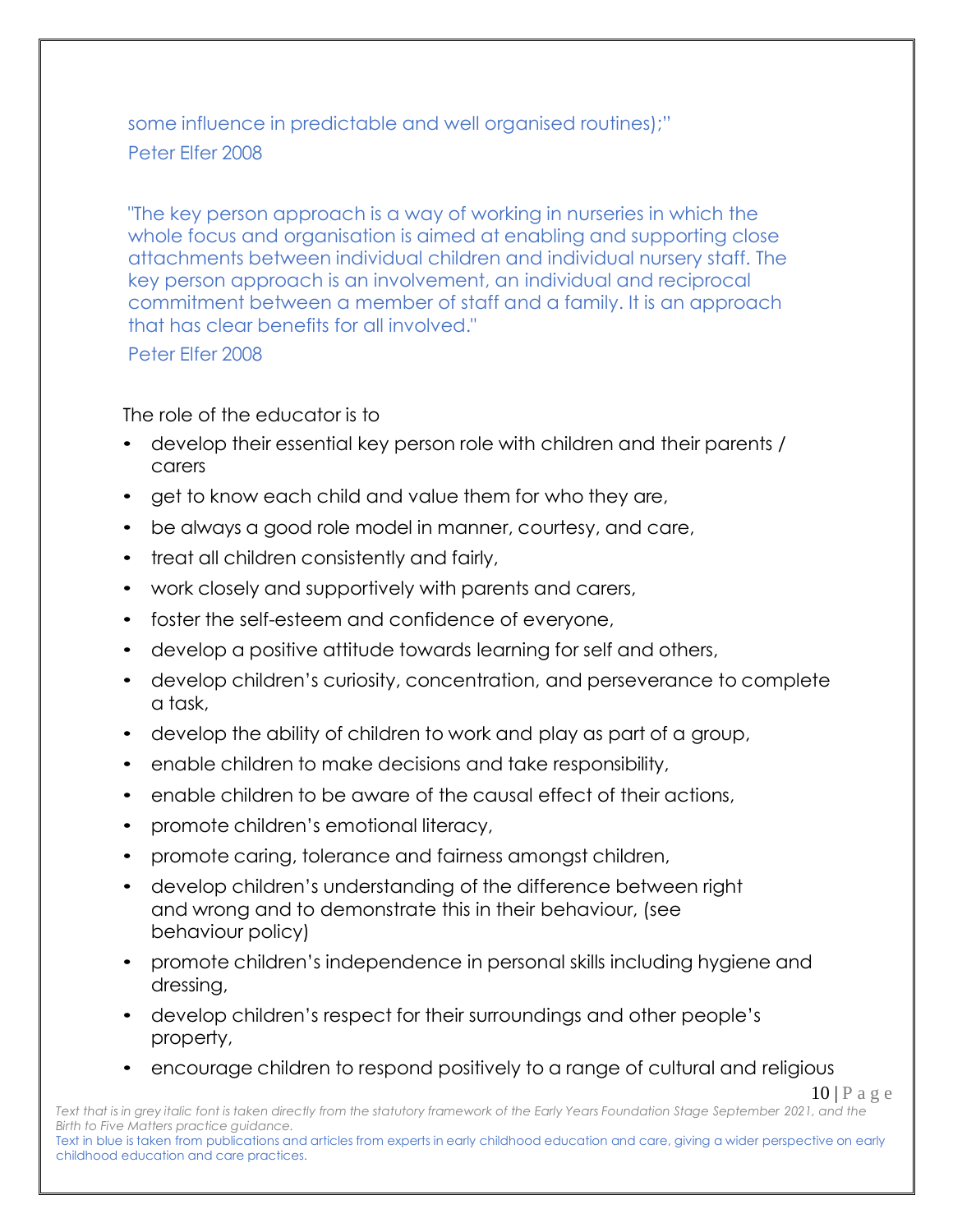some influence in predictable and well organised routines);"
Peter Elfer 2008

"The key person approach is a way of working in nurseries in which the whole focus and organisation is aimed at enabling and supporting close attachments between individual children and individual nursery staff. The key person approach is an involvement, an individual and reciprocal commitment between a member of staff and a family. It is an approach that has clear benefits for all involved."
Peter Elfer 2008

The role of the educator is to

- develop their essential key person role with children and their parents / carers
- get to know each child and value them for who they are,
- be always a good role model in manner, courtesy, and care,
- treat all children consistently and fairly,
- work closely and supportively with parents and carers,
- foster the self-esteem and confidence of everyone,
- develop a positive attitude towards learning for self and others,
- develop children's curiosity, concentration, and perseverance to complete a task,
- develop the ability of children to work and play as part of a group,
- enable children to make decisions and take responsibility,
- enable children to be aware of the causal effect of their actions,
- promote children's emotional literacy,
- promote caring, tolerance and fairness amongst children,
- develop children's understanding of the difference between right and wrong and to demonstrate this in their behaviour, (see behaviour policy)
- promote children's independence in personal skills including hygiene and dressing,
- develop children's respect for their surroundings and other people's property,
- encourage children to respond positively to a range of cultural and religious

*Text that is in grey italic font is taken directly from the statutory framework of the Early Years Foundation Stage September 2021, and the Birth to Five Matters practice guidance.*
Text in blue is taken from publications and articles from experts in early childhood education and care, giving a wider perspective on early childhood education and care practices.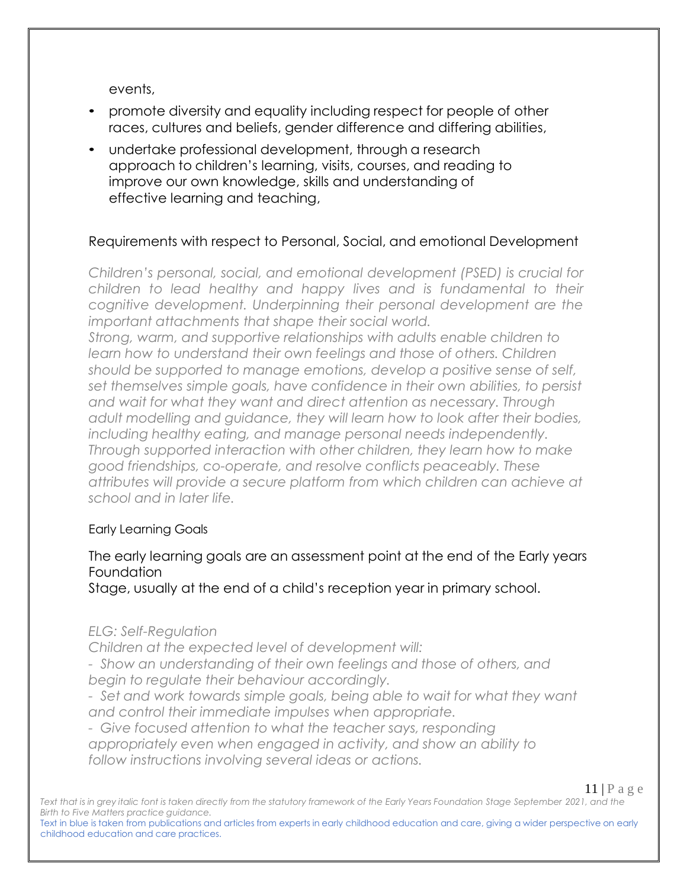events,

- promote diversity and equality including respect for people of other races, cultures and beliefs, gender difference and differing abilities,
- undertake professional development, through a research approach to children's learning, visits, courses, and reading to improve our own knowledge, skills and understanding of effective learning and teaching,

## Requirements with respect to Personal, Social, and emotional Development

*Children's personal, social, and emotional development (PSED) is crucial for children to lead healthy and happy lives and is fundamental to their cognitive development. Underpinning their personal development are the important attachments that shape their social world.*
*Strong, warm, and supportive relationships with adults enable children to learn how to understand their own feelings and those of others. Children should be supported to manage emotions, develop a positive sense of self, set themselves simple goals, have confidence in their own abilities, to persist and wait for what they want and direct attention as necessary. Through adult modelling and guidance, they will learn how to look after their bodies, including healthy eating, and manage personal needs independently. Through supported interaction with other children, they learn how to make good friendships, co-operate, and resolve conflicts peaceably. These attributes will provide a secure platform from which children can achieve at school and in later life.*

### Early Learning Goals

The early learning goals are an assessment point at the end of the Early years Foundation
Stage, usually at the end of a child's reception year in primary school.

*ELG: Self-Regulation*
*Children at the expected level of development will:*
*- Show an understanding of their own feelings and those of others, and begin to regulate their behaviour accordingly.*
*- Set and work towards simple goals, being able to wait for what they want and control their immediate impulses when appropriate.*
*- Give focused attention to what the teacher says, responding appropriately even when engaged in activity, and show an ability to follow instructions involving several ideas or actions.*

*Text that is in grey italic font is taken directly from the statutory framework of the Early Years Foundation Stage September 2021, and the Birth to Five Matters practice guidance.*
Text in blue is taken from publications and articles from experts in early childhood education and care, giving a wider perspective on early childhood education and care practices.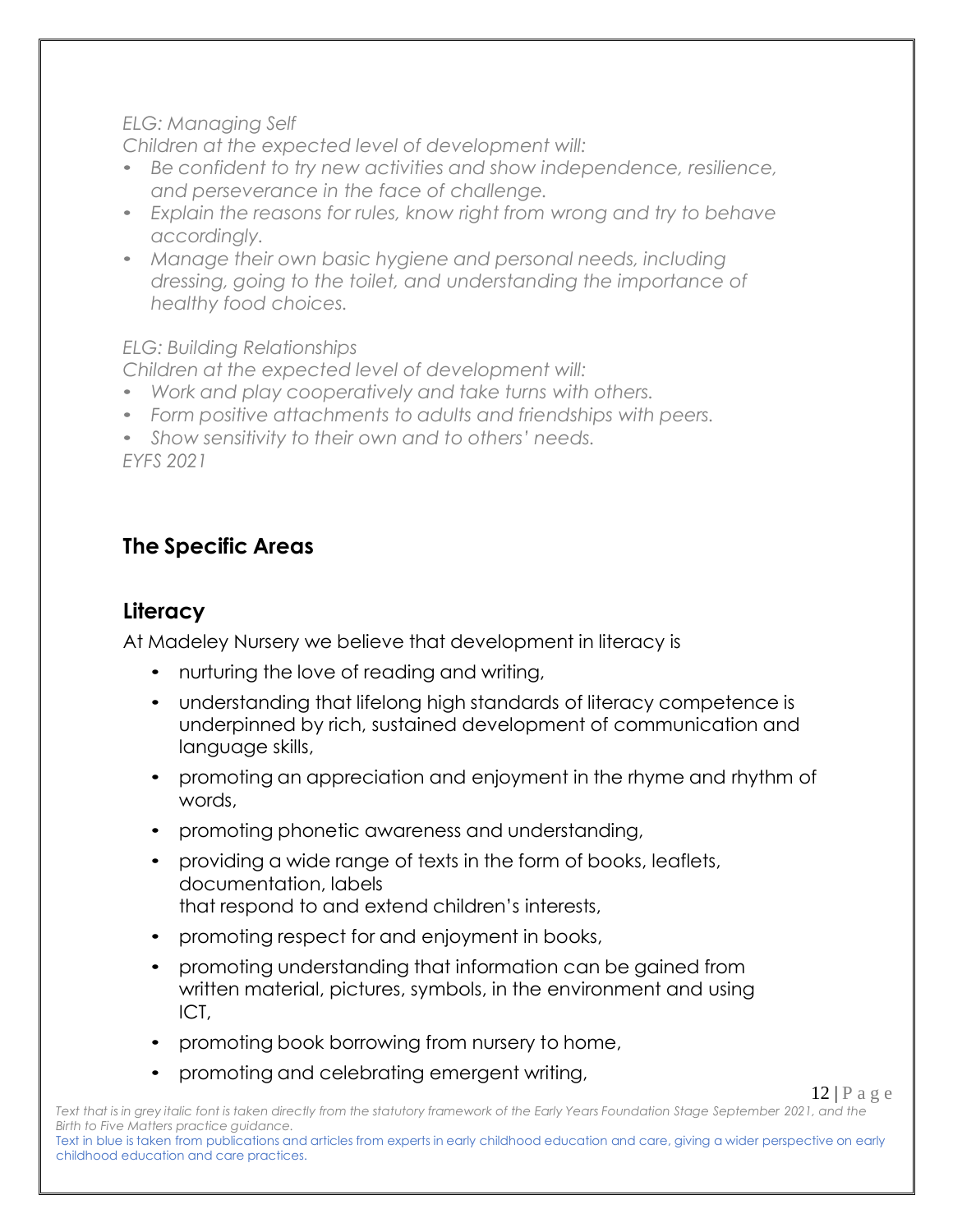*ELG: Managing Self*

*Children at the expected level of development will:*

- *Be confident to try new activities and show independence, resilience, and perseverance in the face of challenge.*
- *Explain the reasons for rules, know right from wrong and try to behave accordingly.*
- *Manage their own basic hygiene and personal needs, including dressing, going to the toilet, and understanding the importance of healthy food choices.*

*ELG: Building Relationships*

*Children at the expected level of development will:*

- *Work and play cooperatively and take turns with others.*
- *Form positive attachments to adults and friendships with peers.*
- *Show sensitivity to their own and to others' needs.*

*EYFS 2021*

## The Specific Areas

### Literacy

At Madeley Nursery we believe that development in literacy is

- nurturing the love of reading and writing,
- understanding that lifelong high standards of literacy competence is underpinned by rich, sustained development of communication and language skills,
- promoting an appreciation and enjoyment in the rhyme and rhythm of words,
- promoting phonetic awareness and understanding,
- providing a wide range of texts in the form of books, leaflets, documentation, labels that respond to and extend children's interests,
- promoting respect for and enjoyment in books,
- promoting understanding that information can be gained from written material, pictures, symbols, in the environment and using ICT,
- promoting book borrowing from nursery to home,
- promoting and celebrating emergent writing,

*Text that is in grey italic font is taken directly from the statutory framework of the Early Years Foundation Stage September 2021, and the Birth to Five Matters practice guidance.*

Text in blue is taken from publications and articles from experts in early childhood education and care, giving a wider perspective on early childhood education and care practices.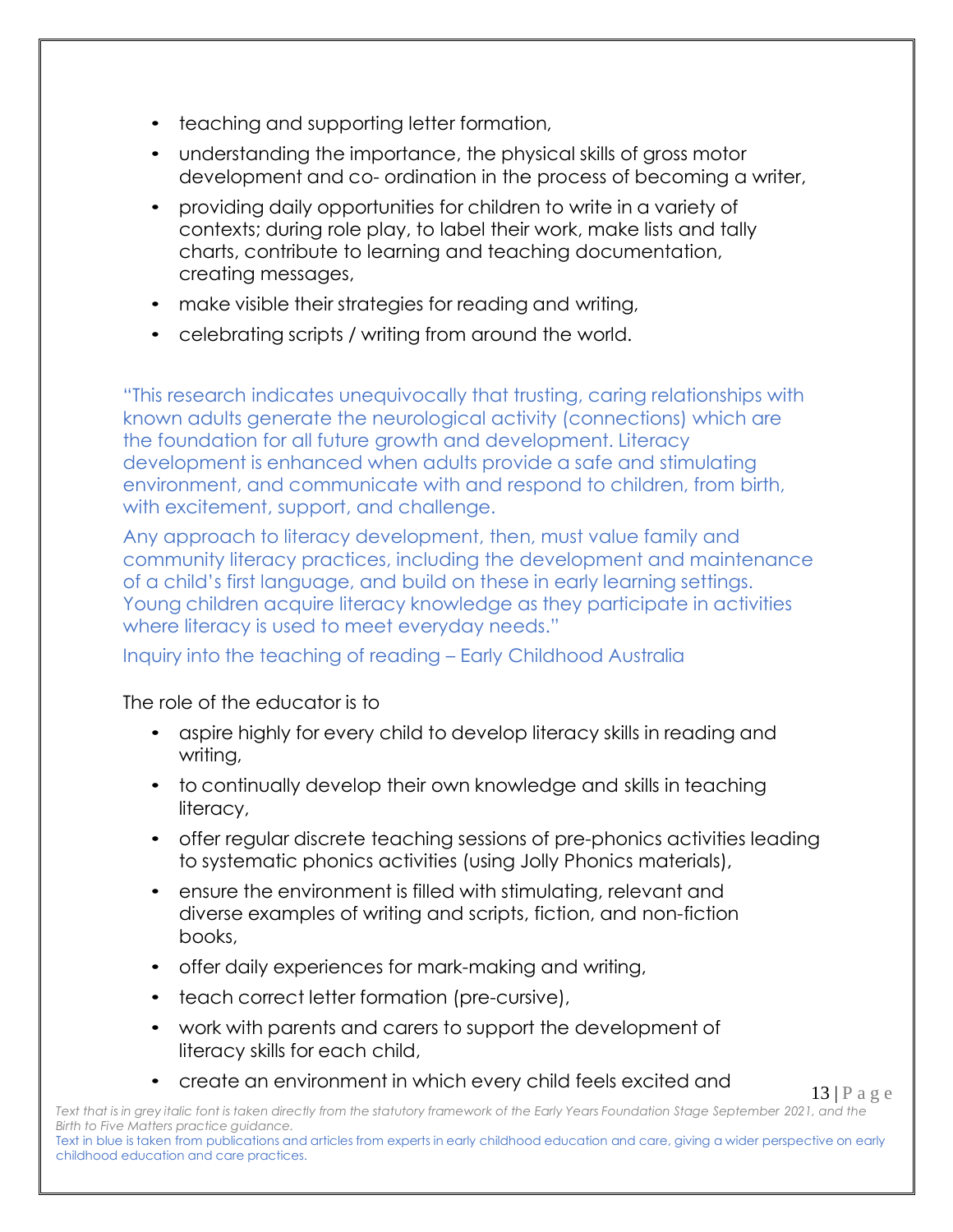- teaching and supporting letter formation,
- understanding the importance, the physical skills of gross motor development and co- ordination in the process of becoming a writer,
- providing daily opportunities for children to write in a variety of contexts; during role play, to label their work, make lists and tally charts, contribute to learning and teaching documentation, creating messages,
- make visible their strategies for reading and writing,
- celebrating scripts / writing from around the world.

"This research indicates unequivocally that trusting, caring relationships with known adults generate the neurological activity (connections) which are the foundation for all future growth and development. Literacy development is enhanced when adults provide a safe and stimulating environment, and communicate with and respond to children, from birth, with excitement, support, and challenge.

Any approach to literacy development, then, must value family and community literacy practices, including the development and maintenance of a child's first language, and build on these in early learning settings. Young children acquire literacy knowledge as they participate in activities where literacy is used to meet everyday needs."

Inquiry into the teaching of reading – Early Childhood Australia

The role of the educator is to

- aspire highly for every child to develop literacy skills in reading and writing,
- to continually develop their own knowledge and skills in teaching literacy,
- offer regular discrete teaching sessions of pre-phonics activities leading to systematic phonics activities (using Jolly Phonics materials),
- ensure the environment is filled with stimulating, relevant and diverse examples of writing and scripts, fiction, and non-fiction books,
- offer daily experiences for mark-making and writing,
- teach correct letter formation (pre-cursive),
- work with parents and carers to support the development of literacy skills for each child,
- create an environment in which every child feels excited and

*Text that is in grey italic font is taken directly from the statutory framework of the Early Years Foundation Stage September 2021, and the Birth to Five Matters practice guidance.*

Text in blue is taken from publications and articles from experts in early childhood education and care, giving a wider perspective on early childhood education and care practices.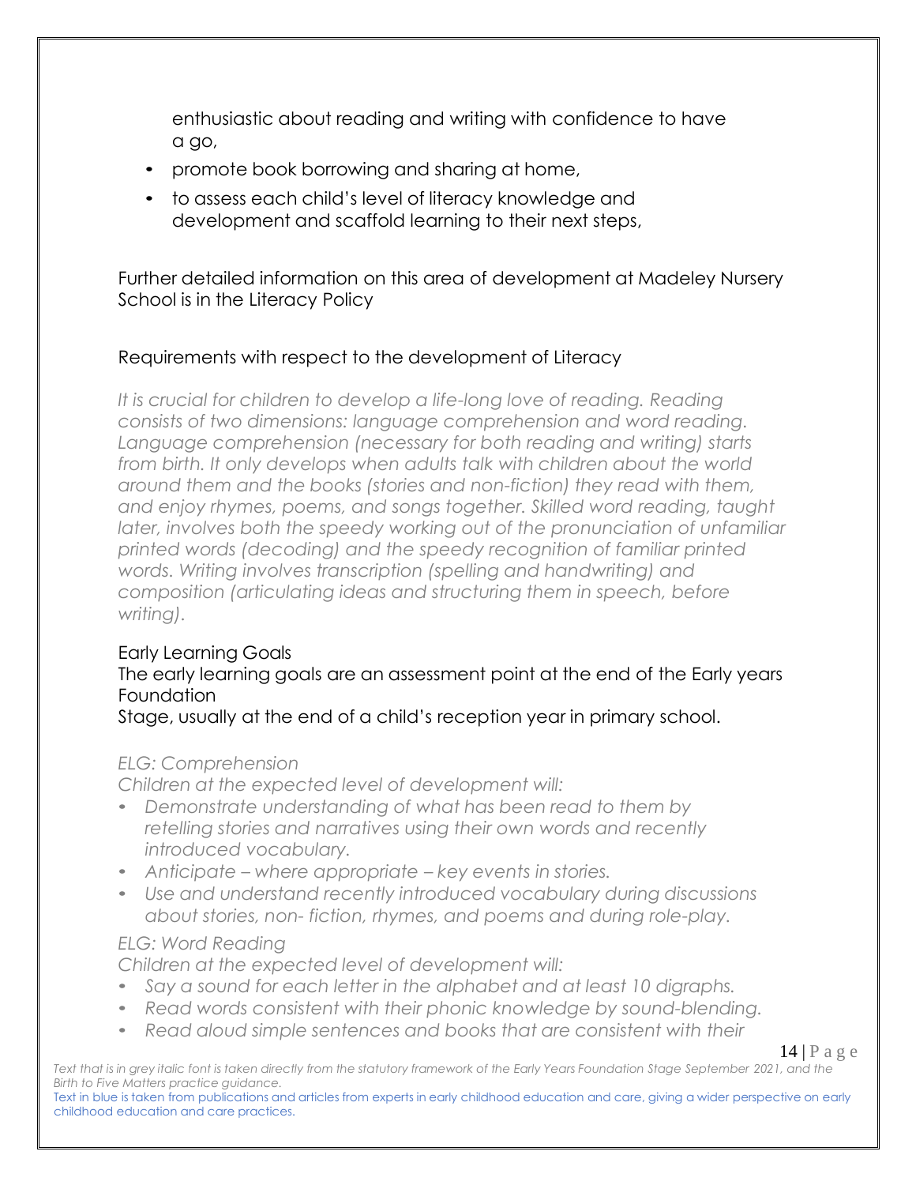enthusiastic about reading and writing with confidence to have a go,

- promote book borrowing and sharing at home,
- to assess each child's level of literacy knowledge and development and scaffold learning to their next steps,

Further detailed information on this area of development at Madeley Nursery School is in the Literacy Policy

Requirements with respect to the development of Literacy

*It is crucial for children to develop a life-long love of reading. Reading consists of two dimensions: language comprehension and word reading. Language comprehension (necessary for both reading and writing) starts from birth. It only develops when adults talk with children about the world around them and the books (stories and non-fiction) they read with them, and enjoy rhymes, poems, and songs together. Skilled word reading, taught later, involves both the speedy working out of the pronunciation of unfamiliar printed words (decoding) and the speedy recognition of familiar printed words. Writing involves transcription (spelling and handwriting) and composition (articulating ideas and structuring them in speech, before writing).*

Early Learning Goals

The early learning goals are an assessment point at the end of the Early years Foundation Stage, usually at the end of a child's reception year in primary school.

*ELG: Comprehension*

*Children at the expected level of development will:*

- *Demonstrate understanding of what has been read to them by retelling stories and narratives using their own words and recently introduced vocabulary.*
- *Anticipate – where appropriate – key events in stories.*
- *Use and understand recently introduced vocabulary during discussions about stories, non- fiction, rhymes, and poems and during role-play.*

*ELG: Word Reading*

*Children at the expected level of development will:*

- *Say a sound for each letter in the alphabet and at least 10 digraphs.*
- *Read words consistent with their phonic knowledge by sound-blending.*
- *Read aloud simple sentences and books that are consistent with their*

*Text that is in grey italic font is taken directly from the statutory framework of the Early Years Foundation Stage September 2021, and the Birth to Five Matters practice guidance.*

Text in blue is taken from publications and articles from experts in early childhood education and care, giving a wider perspective on early childhood education and care practices.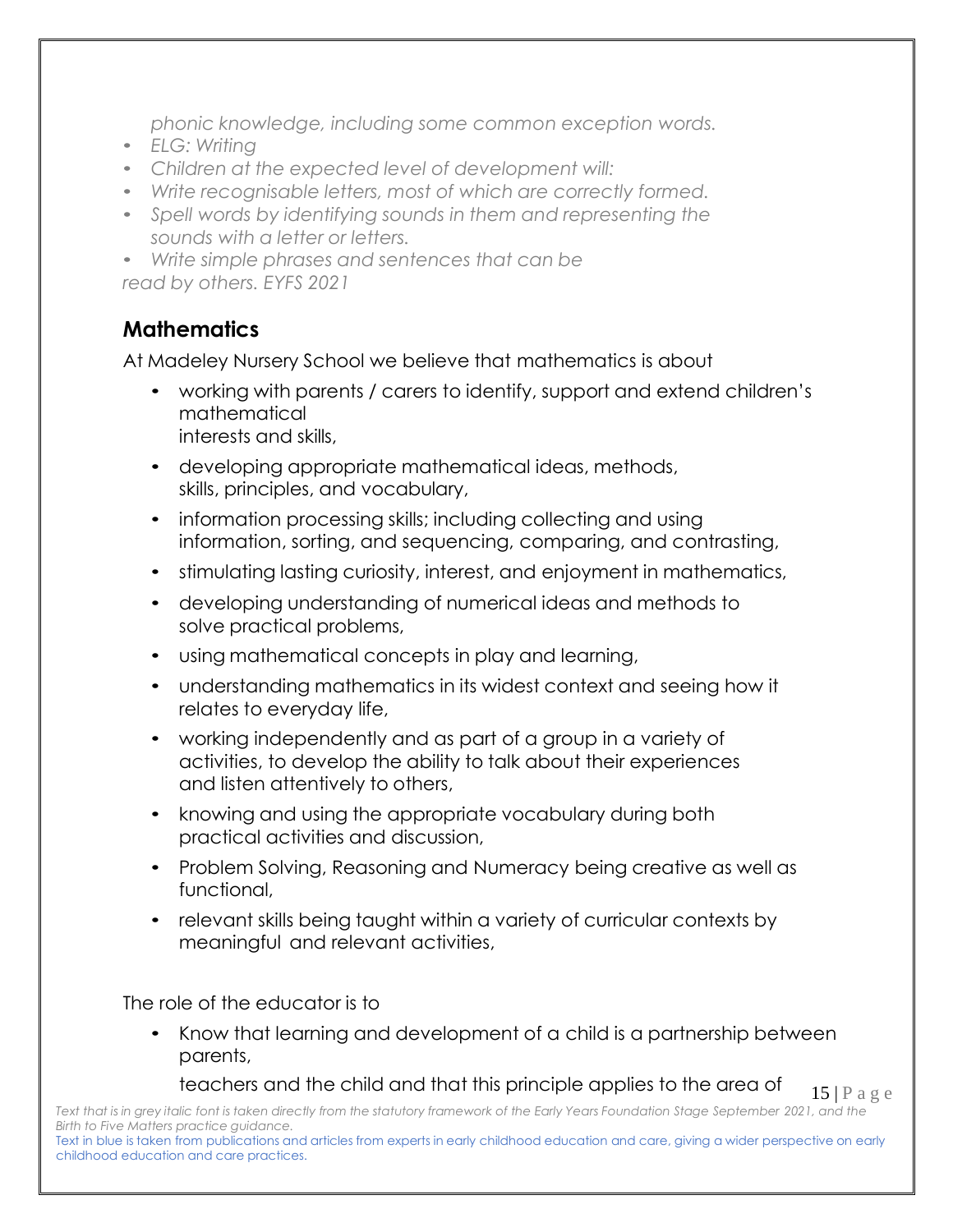*phonic knowledge, including some common exception words.*

- *ELG: Writing*
- *Children at the expected level of development will:*
- *Write recognisable letters, most of which are correctly formed.*
- *Spell words by identifying sounds in them and representing the sounds with a letter or letters.*
- *Write simple phrases and sentences that can be read by others. EYFS 2021*

## Mathematics

At Madeley Nursery School we believe that mathematics is about

- working with parents / carers to identify, support and extend children's mathematical interests and skills,
- developing appropriate mathematical ideas, methods, skills, principles, and vocabulary,
- information processing skills; including collecting and using information, sorting, and sequencing, comparing, and contrasting,
- stimulating lasting curiosity, interest, and enjoyment in mathematics,
- developing understanding of numerical ideas and methods to solve practical problems,
- using mathematical concepts in play and learning,
- understanding mathematics in its widest context and seeing how it relates to everyday life,
- working independently and as part of a group in a variety of activities, to develop the ability to talk about their experiences and listen attentively to others,
- knowing and using the appropriate vocabulary during both practical activities and discussion,
- Problem Solving, Reasoning and Numeracy being creative as well as functional,
- relevant skills being taught within a variety of curricular contexts by meaningful and relevant activities,

The role of the educator is to

- Know that learning and development of a child is a partnership between parents, teachers and the child and that this principle applies to the area of

*Text that is in grey italic font is taken directly from the statutory framework of the Early Years Foundation Stage September 2021, and the Birth to Five Matters practice guidance.*

Text in blue is taken from publications and articles from experts in early childhood education and care, giving a wider perspective on early childhood education and care practices.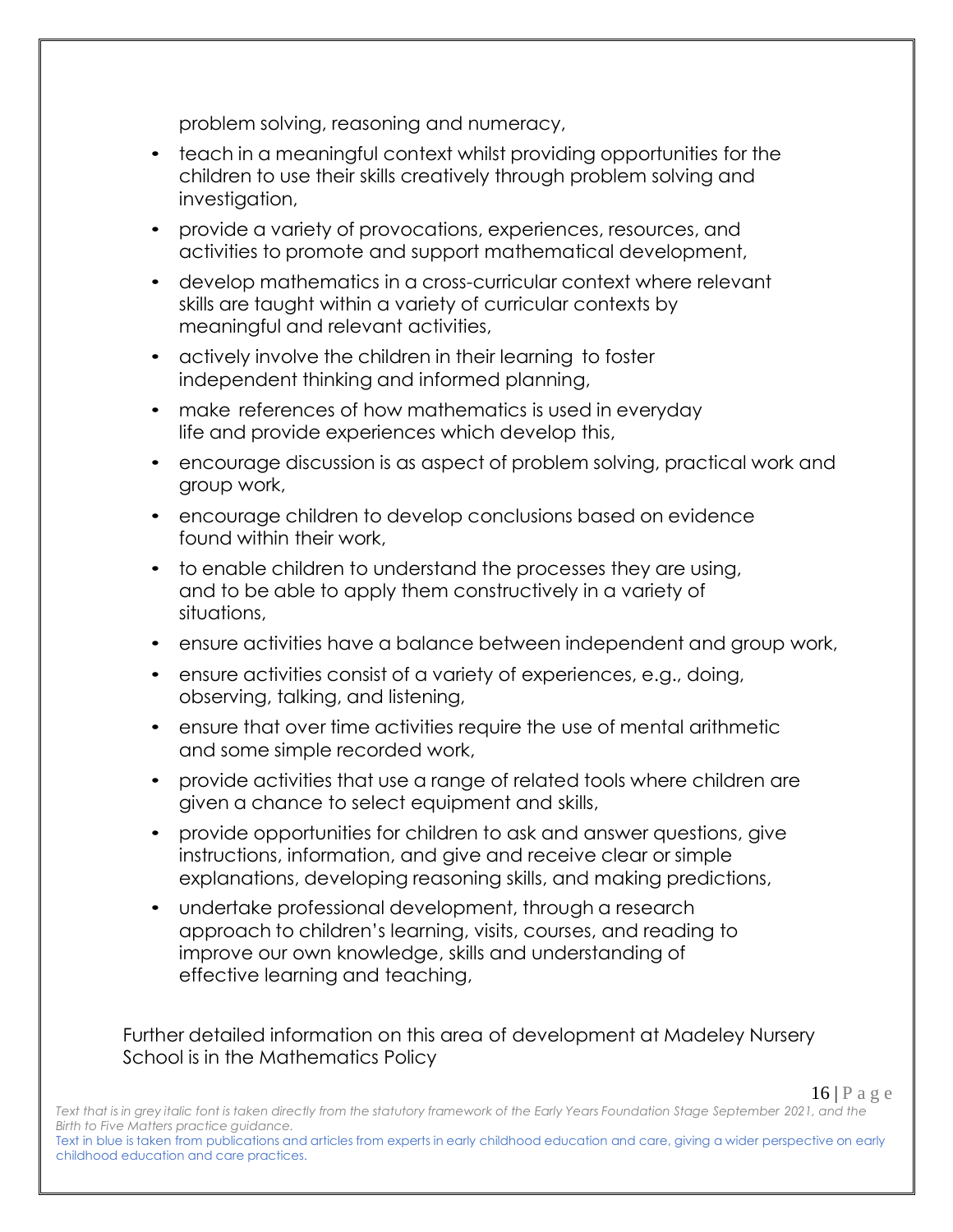problem solving, reasoning and numeracy,

- teach in a meaningful context whilst providing opportunities for the children to use their skills creatively through problem solving and investigation,
- provide a variety of provocations, experiences, resources, and activities to promote and support mathematical development,
- develop mathematics in a cross-curricular context where relevant skills are taught within a variety of curricular contexts by meaningful and relevant activities,
- actively involve the children in their learning to foster independent thinking and informed planning,
- make references of how mathematics is used in everyday life and provide experiences which develop this,
- encourage discussion is as aspect of problem solving, practical work and group work,
- encourage children to develop conclusions based on evidence found within their work,
- to enable children to understand the processes they are using, and to be able to apply them constructively in a variety of situations,
- ensure activities have a balance between independent and group work,
- ensure activities consist of a variety of experiences, e.g., doing, observing, talking, and listening,
- ensure that over time activities require the use of mental arithmetic and some simple recorded work,
- provide activities that use a range of related tools where children are given a chance to select equipment and skills,
- provide opportunities for children to ask and answer questions, give instructions, information, and give and receive clear or simple explanations, developing reasoning skills, and making predictions,
- undertake professional development, through a research approach to children's learning, visits, courses, and reading to improve our own knowledge, skills and understanding of effective learning and teaching,

Further detailed information on this area of development at Madeley Nursery School is in the Mathematics Policy

*Text that is in grey italic font is taken directly from the statutory framework of the Early Years Foundation Stage September 2021, and the Birth to Five Matters practice guidance.*

Text in blue is taken from publications and articles from experts in early childhood education and care, giving a wider perspective on early childhood education and care practices.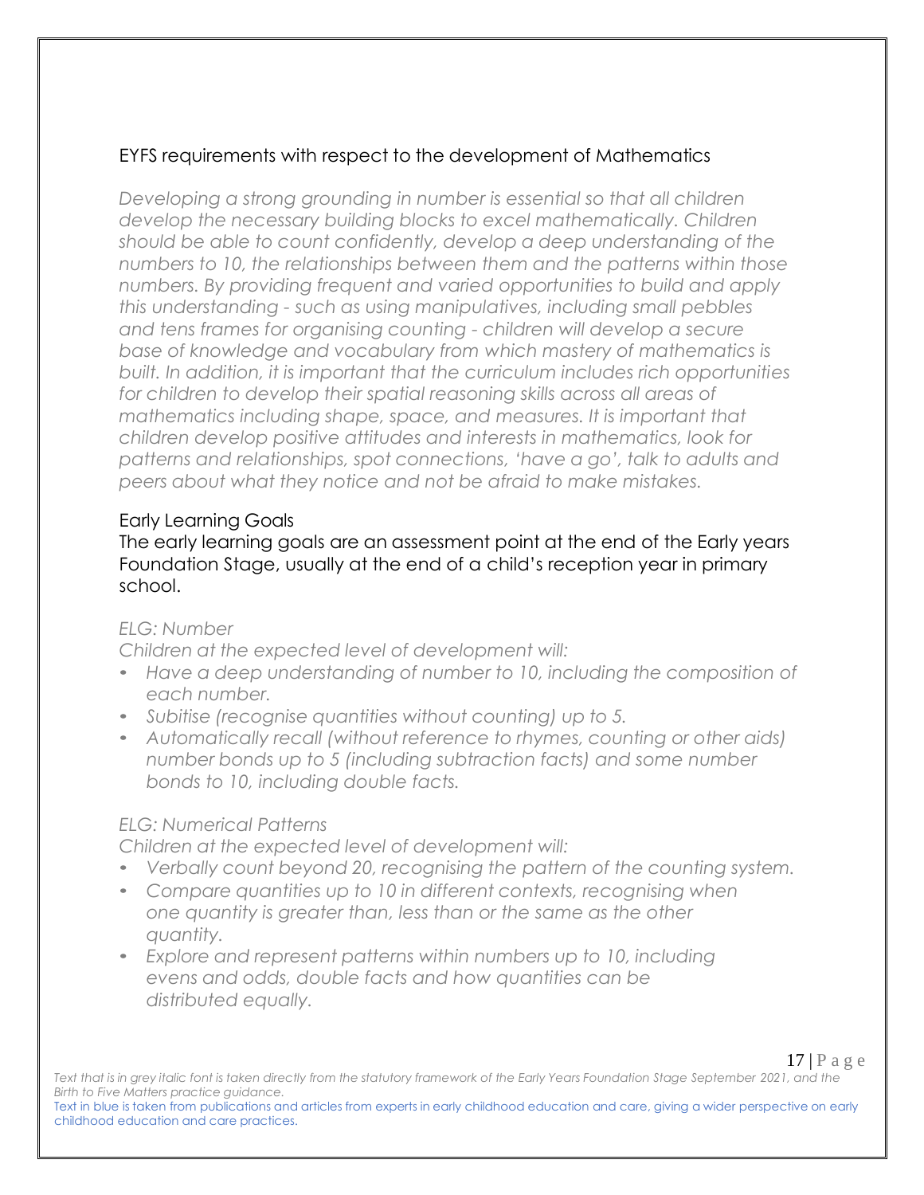## EYFS requirements with respect to the development of Mathematics

*Developing a strong grounding in number is essential so that all children develop the necessary building blocks to excel mathematically. Children should be able to count confidently, develop a deep understanding of the numbers to 10, the relationships between them and the patterns within those numbers. By providing frequent and varied opportunities to build and apply this understanding - such as using manipulatives, including small pebbles and tens frames for organising counting - children will develop a secure base of knowledge and vocabulary from which mastery of mathematics is built. In addition, it is important that the curriculum includes rich opportunities for children to develop their spatial reasoning skills across all areas of mathematics including shape, space, and measures. It is important that children develop positive attitudes and interests in mathematics, look for patterns and relationships, spot connections, 'have a go', talk to adults and peers about what they notice and not be afraid to make mistakes.*

### Early Learning Goals

The early learning goals are an assessment point at the end of the Early years Foundation Stage, usually at the end of a child's reception year in primary school.

*ELG: Number*

*Children at the expected level of development will:*

- *Have a deep understanding of number to 10, including the composition of each number.*
- *Subitise (recognise quantities without counting) up to 5.*
- *Automatically recall (without reference to rhymes, counting or other aids) number bonds up to 5 (including subtraction facts) and some number bonds to 10, including double facts.*

*ELG: Numerical Patterns*

*Children at the expected level of development will:*

- *Verbally count beyond 20, recognising the pattern of the counting system.*
- *Compare quantities up to 10 in different contexts, recognising when one quantity is greater than, less than or the same as the other quantity.*
- *Explore and represent patterns within numbers up to 10, including evens and odds, double facts and how quantities can be distributed equally.*

*Text that is in grey italic font is taken directly from the statutory framework of the Early Years Foundation Stage September 2021, and the Birth to Five Matters practice guidance.*

Text in blue is taken from publications and articles from experts in early childhood education and care, giving a wider perspective on early childhood education and care practices.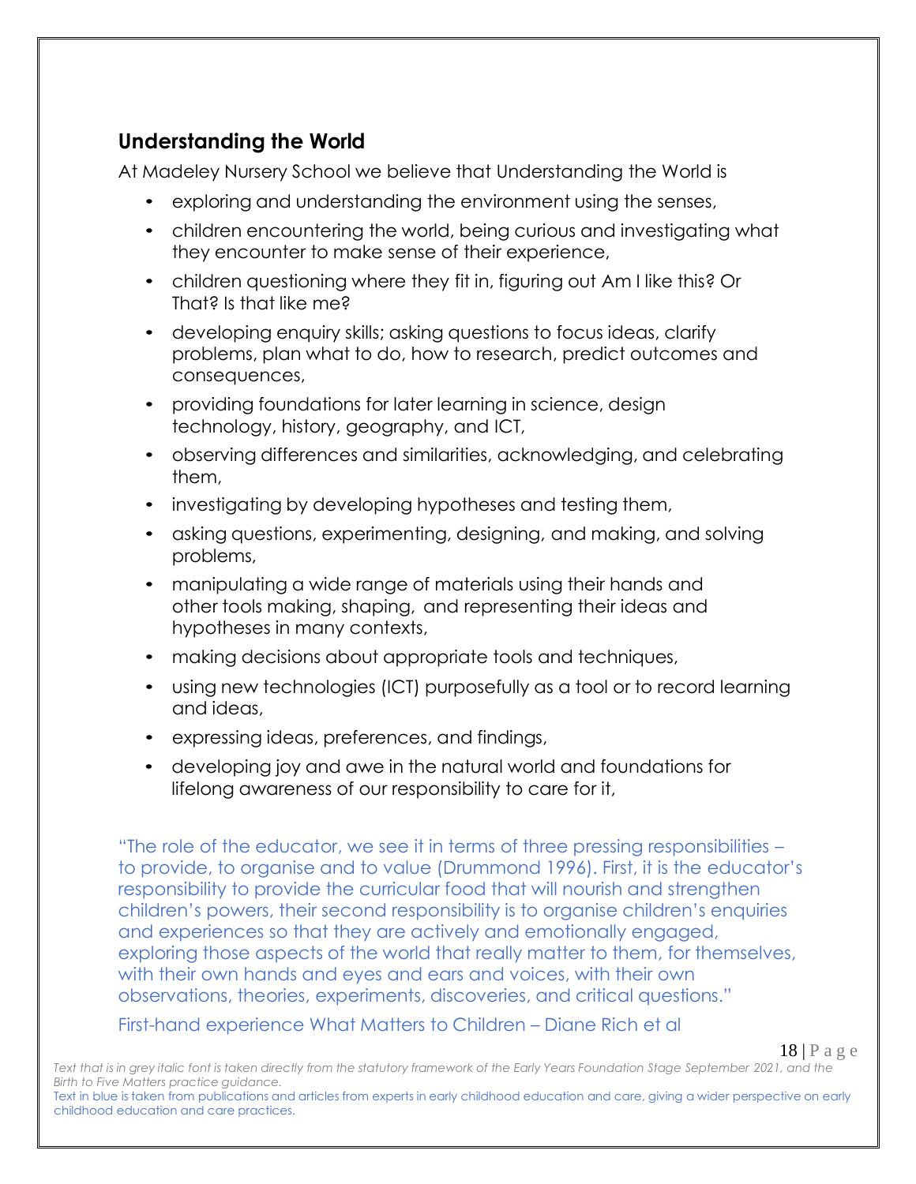## Understanding the World

At Madeley Nursery School we believe that Understanding the World is

- exploring and understanding the environment using the senses,
- children encountering the world, being curious and investigating what they encounter to make sense of their experience,
- children questioning where they fit in, figuring out Am I like this? Or That? Is that like me?
- developing enquiry skills; asking questions to focus ideas, clarify problems, plan what to do, how to research, predict outcomes and consequences,
- providing foundations for later learning in science, design technology, history, geography, and ICT,
- observing differences and similarities, acknowledging, and celebrating them,
- investigating by developing hypotheses and testing them,
- asking questions, experimenting, designing, and making, and solving problems,
- manipulating a wide range of materials using their hands and other tools making, shaping, and representing their ideas and hypotheses in many contexts,
- making decisions about appropriate tools and techniques,
- using new technologies (ICT) purposefully as a tool or to record learning and ideas,
- expressing ideas, preferences, and findings,
- developing joy and awe in the natural world and foundations for lifelong awareness of our responsibility to care for it,

"The role of the educator, we see it in terms of three pressing responsibilities – to provide, to organise and to value (Drummond 1996). First, it is the educator's responsibility to provide the curricular food that will nourish and strengthen children's powers, their second responsibility is to organise children's enquiries and experiences so that they are actively and emotionally engaged, exploring those aspects of the world that really matter to them, for themselves, with their own hands and eyes and ears and voices, with their own observations, theories, experiments, discoveries, and critical questions."

First-hand experience What Matters to Children – Diane Rich et al

*Text that is in grey italic font is taken directly from the statutory framework of the Early Years Foundation Stage September 2021, and the Birth to Five Matters practice guidance.*

Text in blue is taken from publications and articles from experts in early childhood education and care, giving a wider perspective on early childhood education and care practices.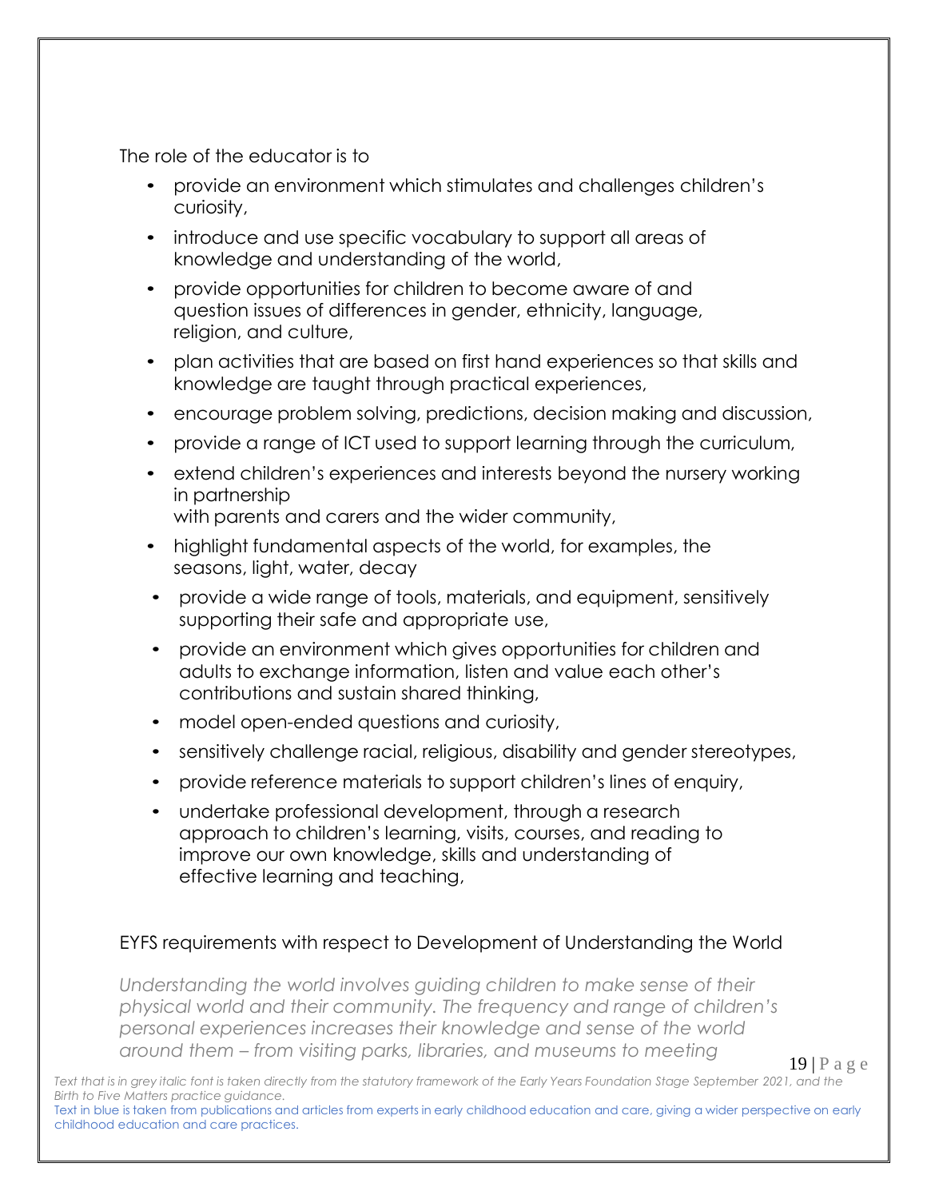The role of the educator is to

- provide an environment which stimulates and challenges children's curiosity,
- introduce and use specific vocabulary to support all areas of knowledge and understanding of the world,
- provide opportunities for children to become aware of and question issues of differences in gender, ethnicity, language, religion, and culture,
- plan activities that are based on first hand experiences so that skills and knowledge are taught through practical experiences,
- encourage problem solving, predictions, decision making and discussion,
- provide a range of ICT used to support learning through the curriculum,
- extend children's experiences and interests beyond the nursery working in partnership with parents and carers and the wider community,
- highlight fundamental aspects of the world, for examples, the seasons, light, water, decay
- provide a wide range of tools, materials, and equipment, sensitively supporting their safe and appropriate use,
- provide an environment which gives opportunities for children and adults to exchange information, listen and value each other's contributions and sustain shared thinking,
- model open-ended questions and curiosity,
- sensitively challenge racial, religious, disability and gender stereotypes,
- provide reference materials to support children's lines of enquiry,
- undertake professional development, through a research approach to children's learning, visits, courses, and reading to improve our own knowledge, skills and understanding of effective learning and teaching,

EYFS requirements with respect to Development of Understanding the World

*Understanding the world involves guiding children to make sense of their physical world and their community. The frequency and range of children's personal experiences increases their knowledge and sense of the world around them – from visiting parks, libraries, and museums to meeting*

*Text that is in grey italic font is taken directly from the statutory framework of the Early Years Foundation Stage September 2021, and the Birth to Five Matters practice guidance.*

Text in blue is taken from publications and articles from experts in early childhood education and care, giving a wider perspective on early childhood education and care practices.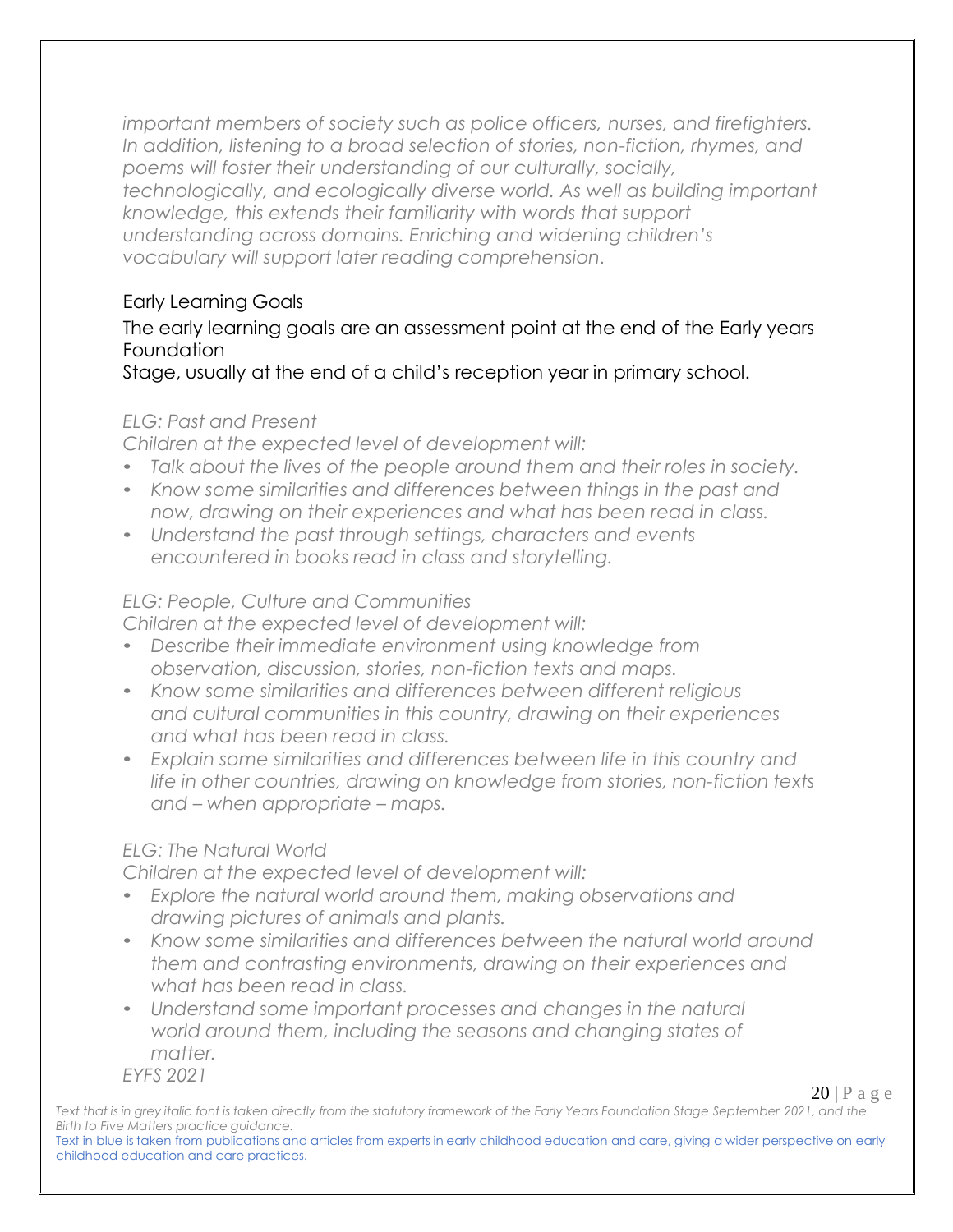*important members of society such as police officers, nurses, and firefighters. In addition, listening to a broad selection of stories, non-fiction, rhymes, and poems will foster their understanding of our culturally, socially, technologically, and ecologically diverse world. As well as building important knowledge, this extends their familiarity with words that support understanding across domains. Enriching and widening children's vocabulary will support later reading comprehension.*

## Early Learning Goals

The early learning goals are an assessment point at the end of the Early years Foundation
Stage, usually at the end of a child's reception year in primary school.

*ELG: Past and Present*

*Children at the expected level of development will:*

- *Talk about the lives of the people around them and their roles in society.*
- *Know some similarities and differences between things in the past and now, drawing on their experiences and what has been read in class.*
- *Understand the past through settings, characters and events encountered in books read in class and storytelling.*

*ELG: People, Culture and Communities*

*Children at the expected level of development will:*

- *Describe their immediate environment using knowledge from observation, discussion, stories, non-fiction texts and maps.*
- *Know some similarities and differences between different religious and cultural communities in this country, drawing on their experiences and what has been read in class.*
- *Explain some similarities and differences between life in this country and life in other countries, drawing on knowledge from stories, non-fiction texts and – when appropriate – maps.*

*ELG: The Natural World*

*Children at the expected level of development will:*

- *Explore the natural world around them, making observations and drawing pictures of animals and plants.*
- *Know some similarities and differences between the natural world around them and contrasting environments, drawing on their experiences and what has been read in class.*
- *Understand some important processes and changes in the natural world around them, including the seasons and changing states of matter.*

*EYFS 2021*

*Text that is in grey italic font is taken directly from the statutory framework of the Early Years Foundation Stage September 2021, and the Birth to Five Matters practice guidance.*

Text in blue is taken from publications and articles from experts in early childhood education and care, giving a wider perspective on early childhood education and care practices.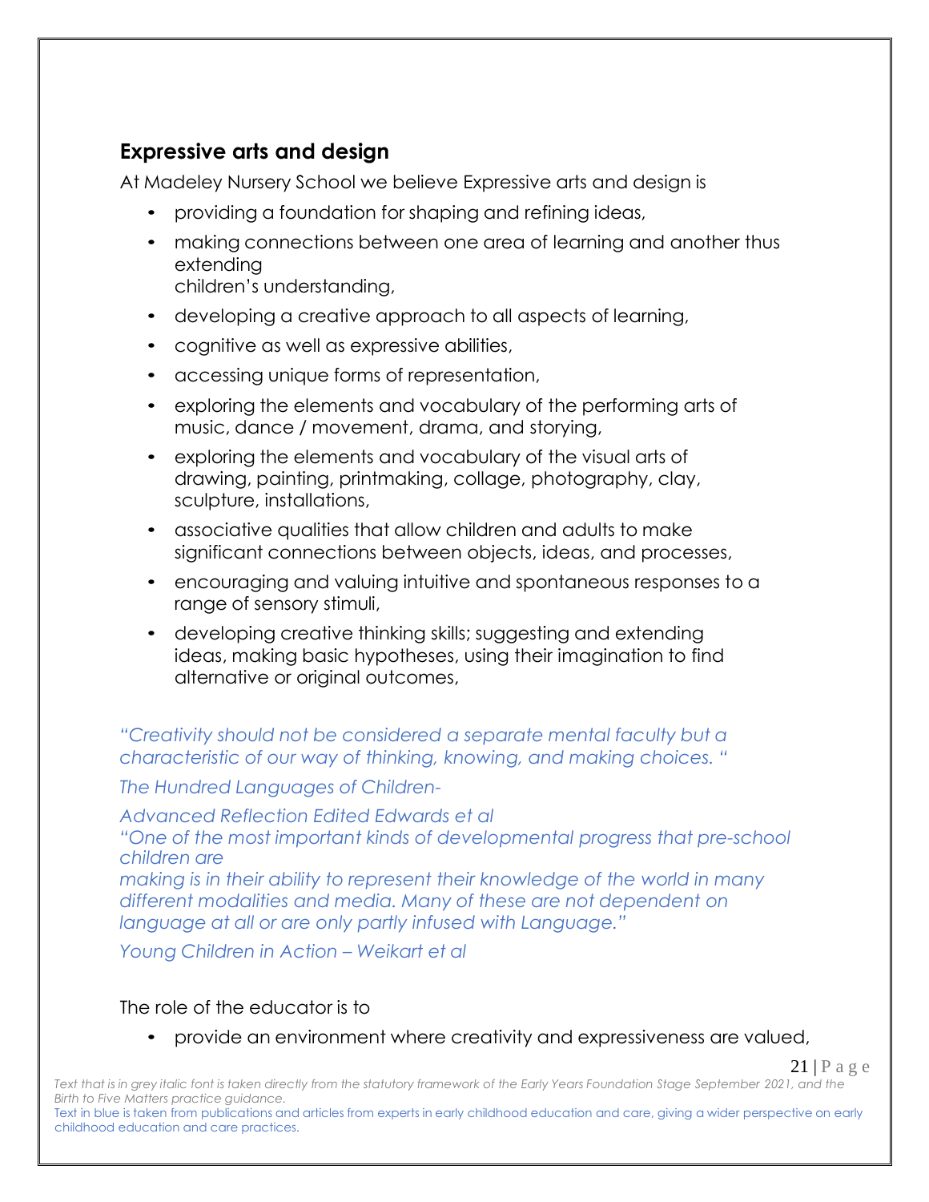## Expressive arts and design

At Madeley Nursery School we believe Expressive arts and design is

- providing a foundation for shaping and refining ideas,
- making connections between one area of learning and another thus extending children's understanding,
- developing a creative approach to all aspects of learning,
- cognitive as well as expressive abilities,
- accessing unique forms of representation,
- exploring the elements and vocabulary of the performing arts of music, dance / movement, drama, and storying,
- exploring the elements and vocabulary of the visual arts of drawing, painting, printmaking, collage, photography, clay, sculpture, installations,
- associative qualities that allow children and adults to make significant connections between objects, ideas, and processes,
- encouraging and valuing intuitive and spontaneous responses to a range of sensory stimuli,
- developing creative thinking skills; suggesting and extending ideas, making basic hypotheses, using their imagination to find alternative or original outcomes,

*"Creativity should not be considered a separate mental faculty but a characteristic of our way of thinking, knowing, and making choices. "*

*The Hundred Languages of Children-*

*Advanced Reflection Edited Edwards et al*

*"One of the most important kinds of developmental progress that pre-school children are making is in their ability to represent their knowledge of the world in many different modalities and media. Many of these are not dependent on language at all or are only partly infused with Language."*

*Young Children in Action – Weikart et al*

The role of the educator is to

- provide an environment where creativity and expressiveness are valued,

*Text that is in grey italic font is taken directly from the statutory framework of the Early Years Foundation Stage September 2021, and the Birth to Five Matters practice guidance.*

Text in blue is taken from publications and articles from experts in early childhood education and care, giving a wider perspective on early childhood education and care practices.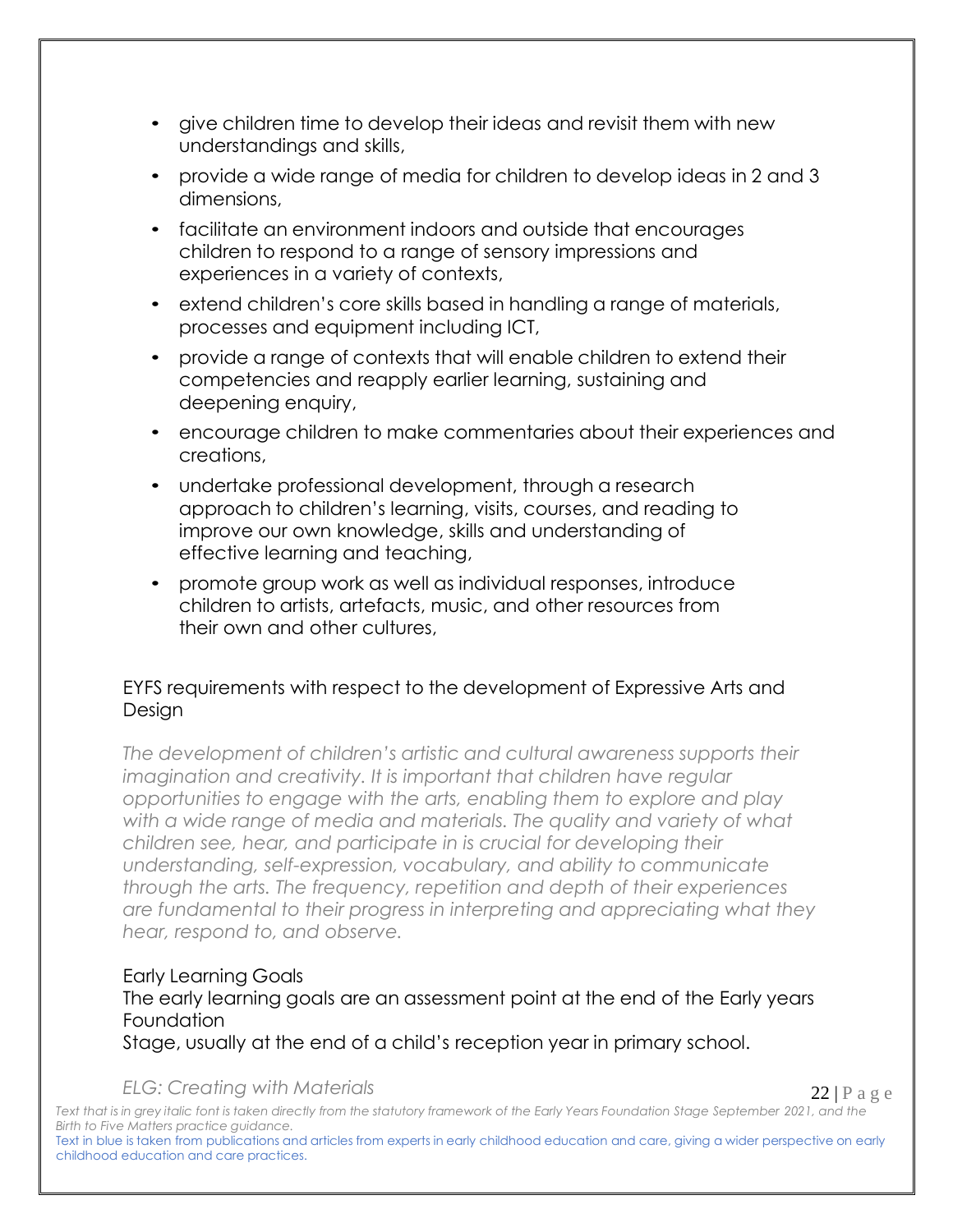- give children time to develop their ideas and revisit them with new understandings and skills,
- provide a wide range of media for children to develop ideas in 2 and 3 dimensions,
- facilitate an environment indoors and outside that encourages children to respond to a range of sensory impressions and experiences in a variety of contexts,
- extend children's core skills based in handling a range of materials, processes and equipment including ICT,
- provide a range of contexts that will enable children to extend their competencies and reapply earlier learning, sustaining and deepening enquiry,
- encourage children to make commentaries about their experiences and creations,
- undertake professional development, through a research approach to children's learning, visits, courses, and reading to improve our own knowledge, skills and understanding of effective learning and teaching,
- promote group work as well as individual responses, introduce children to artists, artefacts, music, and other resources from their own and other cultures,

EYFS requirements with respect to the development of Expressive Arts and Design

*The development of children's artistic and cultural awareness supports their imagination and creativity. It is important that children have regular opportunities to engage with the arts, enabling them to explore and play with a wide range of media and materials. The quality and variety of what children see, hear, and participate in is crucial for developing their understanding, self-expression, vocabulary, and ability to communicate through the arts. The frequency, repetition and depth of their experiences are fundamental to their progress in interpreting and appreciating what they hear, respond to, and observe.*

Early Learning Goals

The early learning goals are an assessment point at the end of the Early years Foundation Stage, usually at the end of a child's reception year in primary school.

*ELG: Creating with Materials*

*Text that is in grey italic font is taken directly from the statutory framework of the Early Years Foundation Stage September 2021, and the Birth to Five Matters practice guidance.*

Text in blue is taken from publications and articles from experts in early childhood education and care, giving a wider perspective on early childhood education and care practices.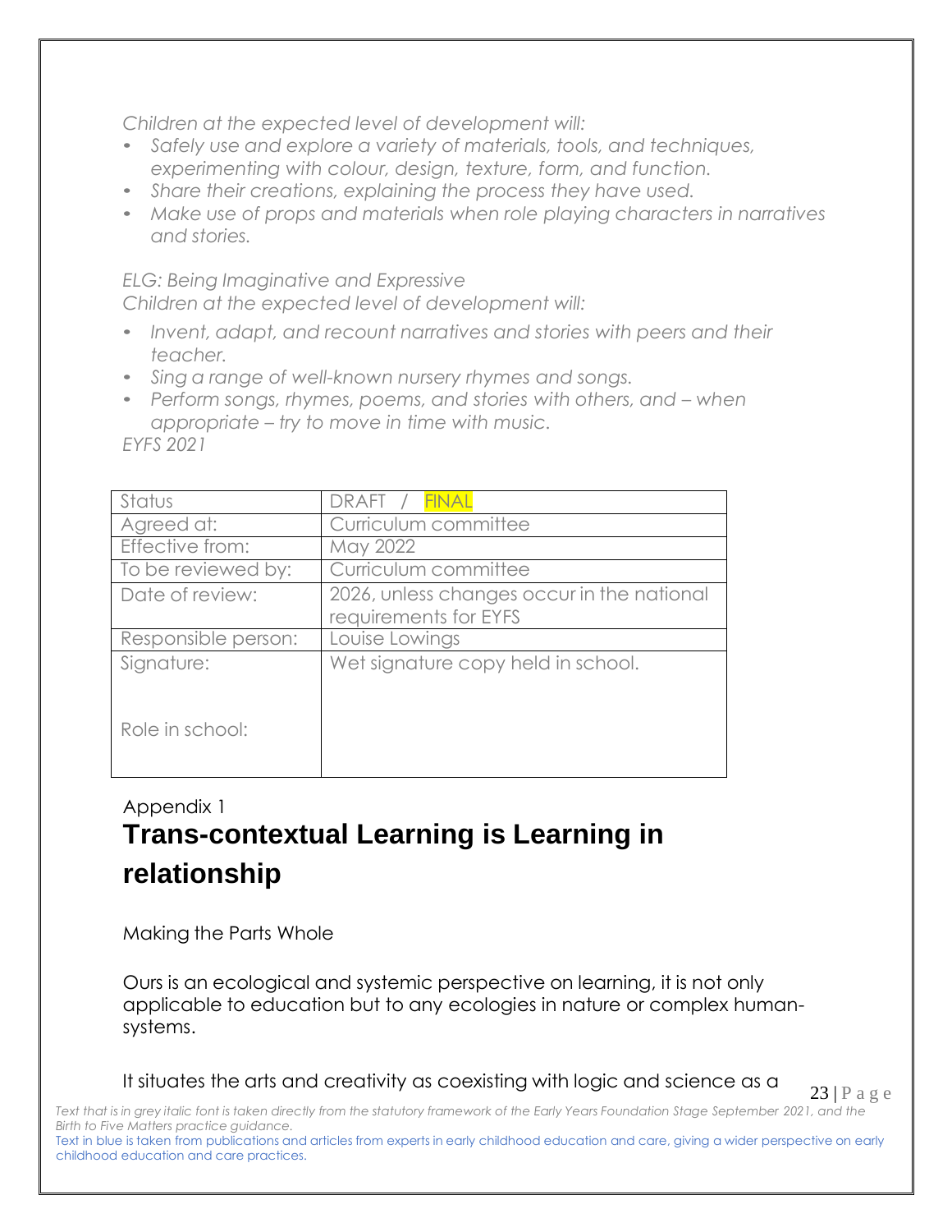*Children at the expected level of development will:*

- *Safely use and explore a variety of materials, tools, and techniques, experimenting with colour, design, texture, form, and function.*
- *Share their creations, explaining the process they have used.*
- *Make use of props and materials when role playing characters in narratives and stories.*

*ELG: Being Imaginative and Expressive*
*Children at the expected level of development will:*

- *Invent, adapt, and recount narratives and stories with peers and their teacher.*
- *Sing a range of well-known nursery rhymes and songs.*
- *Perform songs, rhymes, poems, and stories with others, and – when appropriate – try to move in time with music.*

*EYFS 2021*

| Status | DRAFT / FINAL |
|---|---|
| Agreed at: | Curriculum committee |
| Effective from: | May 2022 |
| To be reviewed by: | Curriculum committee |
| Date of review: | 2026, unless changes occur in the national requirements for EYFS |
| Responsible person: | Louise Lowings |
| Signature:<br><br>Role in school: | Wet signature copy held in school. |

Appendix 1

# Trans-contextual Learning is Learning in relationship

Making the Parts Whole

Ours is an ecological and systemic perspective on learning, it is not only applicable to education but to any ecologies in nature or complex human-systems.

It situates the arts and creativity as coexisting with logic and science as a

*Text that is in grey italic font is taken directly from the statutory framework of the Early Years Foundation Stage September 2021, and the Birth to Five Matters practice guidance.*

Text in blue is taken from publications and articles from experts in early childhood education and care, giving a wider perspective on early childhood education and care practices.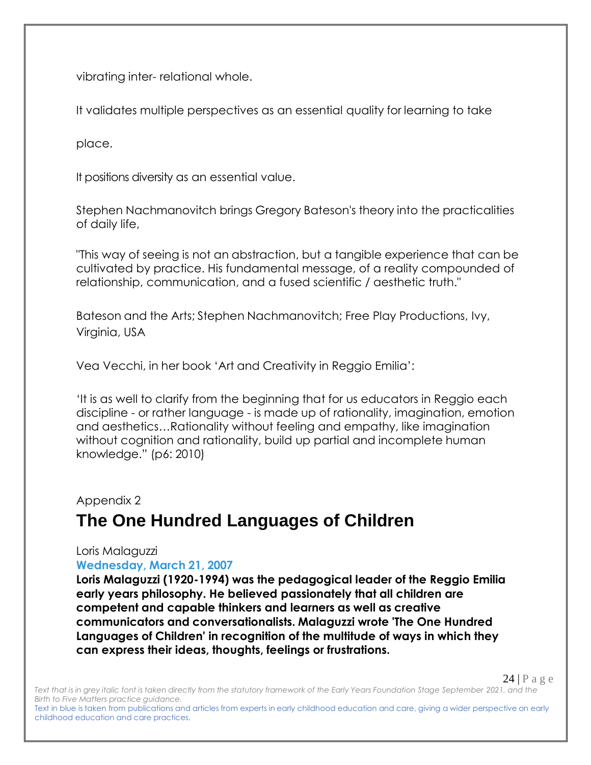vibrating inter- relational whole.

It validates multiple perspectives as an essential quality for learning to take

place.

It positions diversity as an essential value.

Stephen Nachmanovitch brings Gregory Bateson's theory into the practicalities of daily life,

"This way of seeing is not an abstraction, but a tangible experience that can be cultivated by practice. His fundamental message, of a reality compounded of relationship, communication, and a fused scientific / aesthetic truth."

Bateson and the Arts; Stephen Nachmanovitch; Free Play Productions, Ivy, Virginia, USA

Vea Vecchi, in her book 'Art and Creativity in Reggio Emilia':

'It is as well to clarify from the beginning that for us educators in Reggio each discipline - or rather language - is made up of rationality, imagination, emotion and aesthetics…Rationality without feeling and empathy, like imagination without cognition and rationality, build up partial and incomplete human knowledge." (p6: 2010)

Appendix 2

# The One Hundred Languages of Children

Loris Malaguzzi

**Wednesday, March 21, 2007**

**Loris Malaguzzi (1920-1994) was the pedagogical leader of the Reggio Emilia early years philosophy. He believed passionately that all children are competent and capable thinkers and learners as well as creative communicators and conversationalists. Malaguzzi wrote 'The One Hundred Languages of Children' in recognition of the multitude of ways in which they can express their ideas, thoughts, feelings or frustrations.**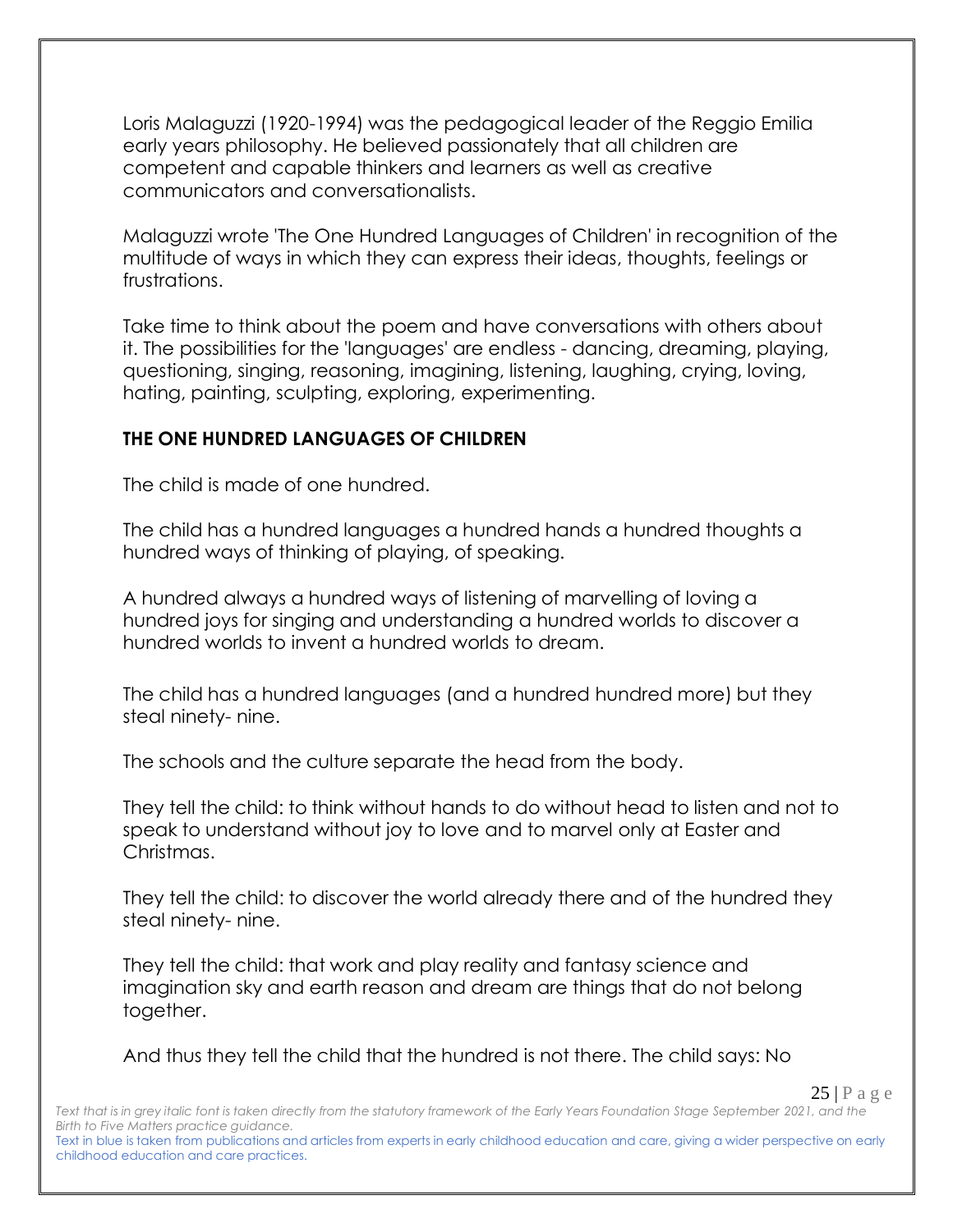Loris Malaguzzi (1920-1994) was the pedagogical leader of the Reggio Emilia early years philosophy. He believed passionately that all children are competent and capable thinkers and learners as well as creative communicators and conversationalists.

Malaguzzi wrote 'The One Hundred Languages of Children' in recognition of the multitude of ways in which they can express their ideas, thoughts, feelings or frustrations.

Take time to think about the poem and have conversations with others about it. The possibilities for the 'languages' are endless - dancing, dreaming, playing, questioning, singing, reasoning, imagining, listening, laughing, crying, loving, hating, painting, sculpting, exploring, experimenting.

**THE ONE HUNDRED LANGUAGES OF CHILDREN**

The child is made of one hundred.

The child has a hundred languages a hundred hands a hundred thoughts a hundred ways of thinking of playing, of speaking.

A hundred always a hundred ways of listening of marvelling of loving a hundred joys for singing and understanding a hundred worlds to discover a hundred worlds to invent a hundred worlds to dream.

The child has a hundred languages (and a hundred hundred more) but they steal ninety- nine.

The schools and the culture separate the head from the body.

They tell the child: to think without hands to do without head to listen and not to speak to understand without joy to love and to marvel only at Easter and Christmas.

They tell the child: to discover the world already there and of the hundred they steal ninety- nine.

They tell the child: that work and play reality and fantasy science and imagination sky and earth reason and dream are things that do not belong together.

And thus they tell the child that the hundred is not there. The child says: No

*Text that is in grey italic font is taken directly from the statutory framework of the Early Years Foundation Stage September 2021, and the Birth to Five Matters practice guidance.*

Text in blue is taken from publications and articles from experts in early childhood education and care, giving a wider perspective on early childhood education and care practices.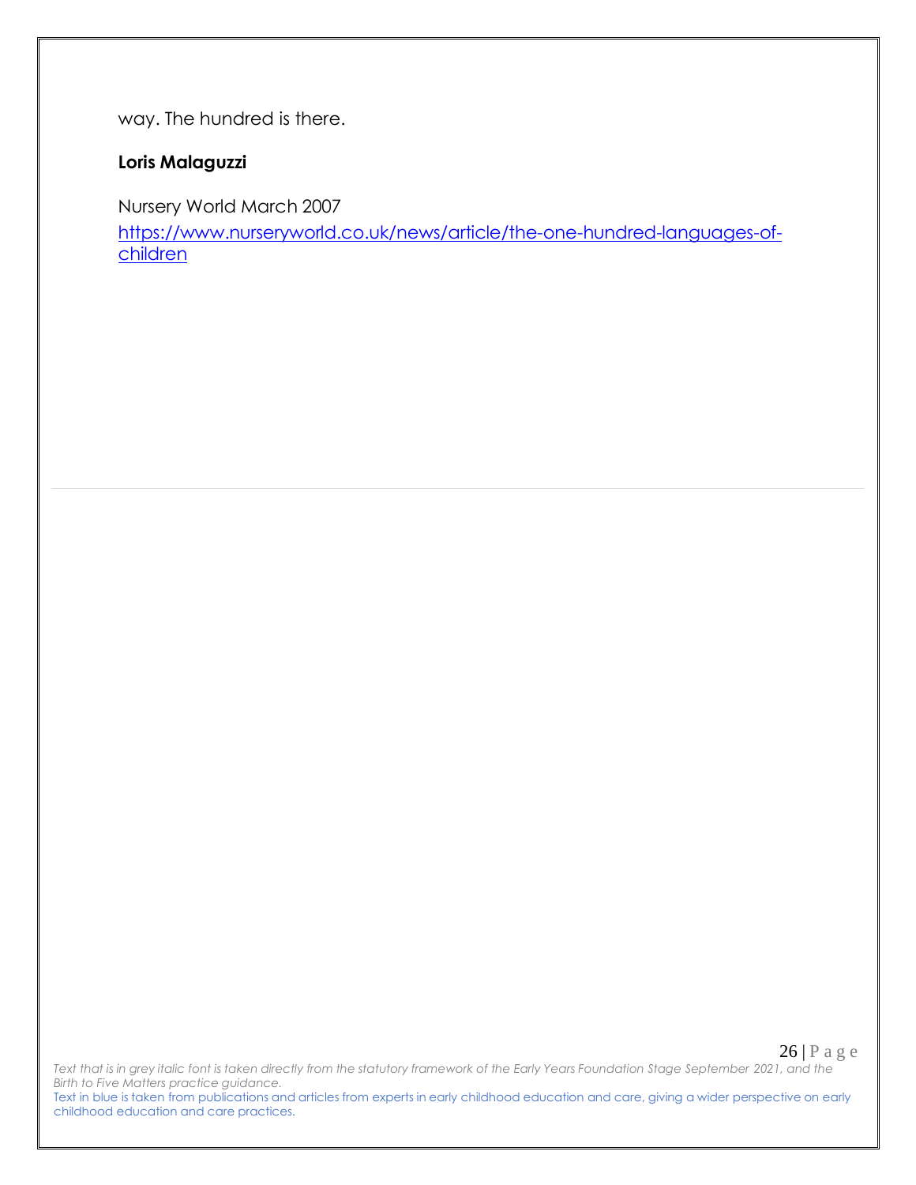way. The hundred is there.

**Loris Malaguzzi**

Nursery World March 2007

[https://www.nurseryworld.co.uk/news/article/the-one-hundred-languages-of-children](https://www.nurseryworld.co.uk/news/article/the-one-hundred-languages-of-children)